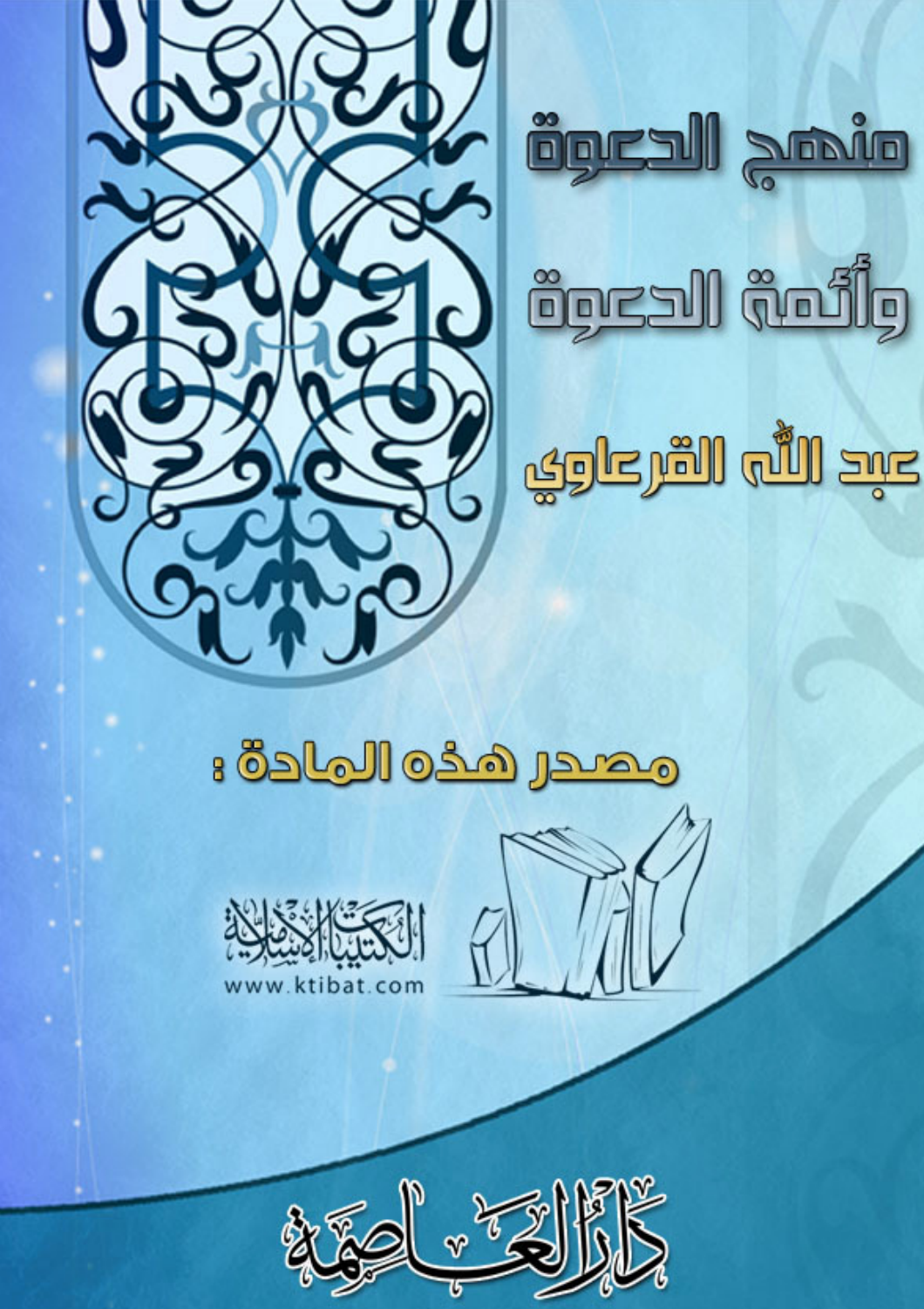# منهج الدعوة وأئمة الدعوة

## عبد الله القرعاوي

مصدر هذه المادة :

الكتيبات الإسلامية

www.ktibat.com

دار العاصمة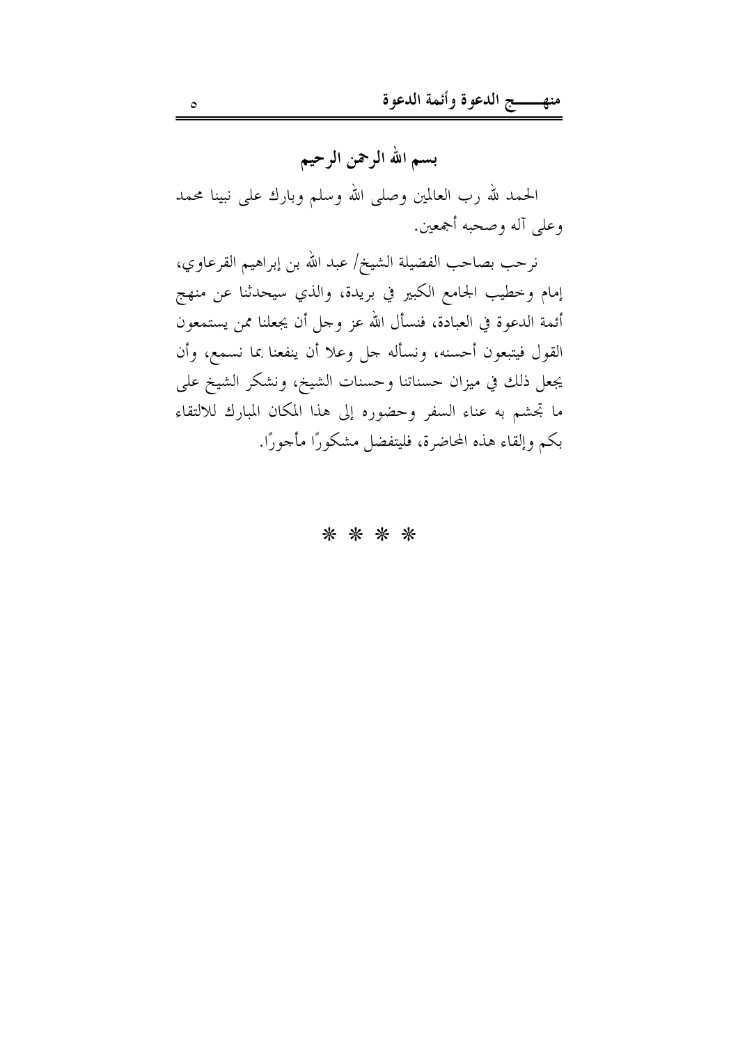## بسم الله الرحمن الرحيم

الحمد لله رب العالمين وصلى الله وسلم وبارك على نبينا محمد وعلى آله وصحبه أجمعين.

نرحب بصاحب الفضيلة الشيخ/ عبد الله بن إبراهيم القرعاوي، إمام وخطيب الجامع الكبير في بريدة، والذي سيحدثنا عن منهج أئمة الدعوة في العبادة، فنسأل الله عز وجل أن يجعلنا ممن يستمعون القول فيتبعون أحسنه، ونسأله جل وعلا أن ينفعنا بما نسمع، وأن يجعل ذلك في ميزان حسناتنا وحسنات الشيخ، ونشكر الشيخ على ما تجشم به عناء السفر وحضوره إلى هذا المكان المبارك للالتقاء بكم وإلقاء هذه المحاضرة، فليتفضل مشكورًا مأجورًا.

* * * *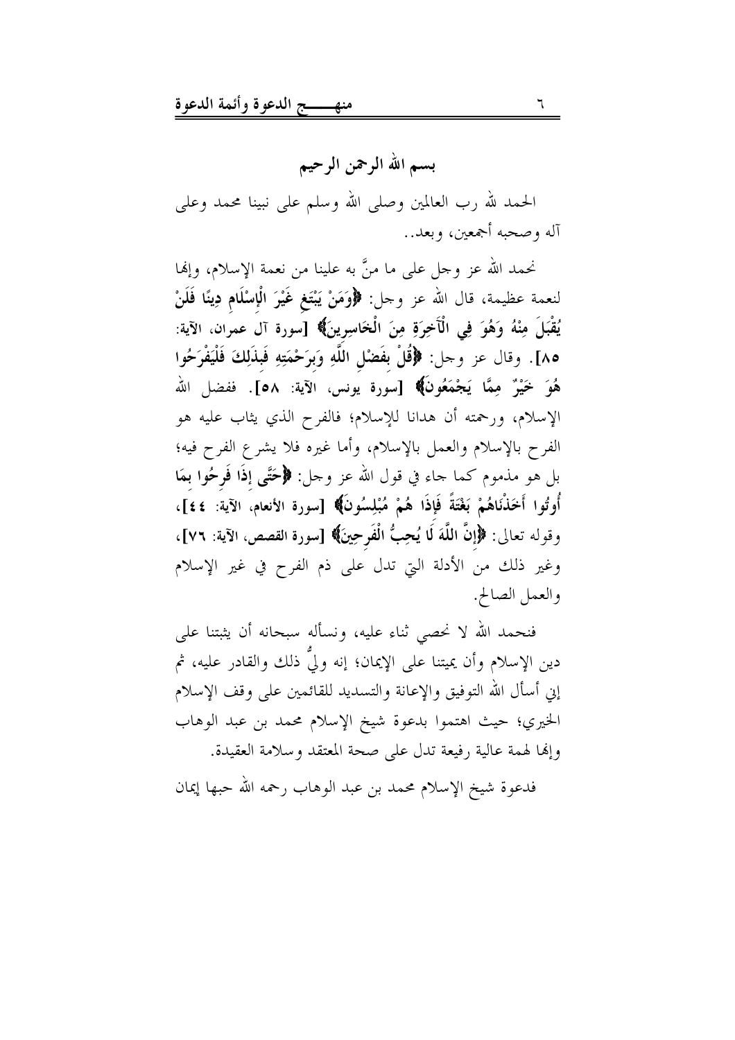بسم الله الرحمن الرحيم

الحمد لله رب العالمين وصلى الله وسلم على نبينا محمد وعلى آله وصحبه أجمعين، وبعد..

نحمد الله عز وجل على ما منَّ به علينا من نعمة الإسلام، وإنها لنعمة عظيمة، قال الله عز وجل: **﴿وَمَنْ يَبْتَغِ غَيْرَ الْإِسْلَامِ دِينًا فَلَنْ يُقْبَلَ مِنْهُ وَهُوَ فِي الْآخِرَةِ مِنَ الْخَاسِرِينَ﴾** [سورة آل عمران، الآية: ٨٥]. وقال عز وجل: **﴿قُلْ بِفَضْلِ اللَّهِ وَبِرَحْمَتِهِ فَبِذَلِكَ فَلْيَفْرَحُوا هُوَ خَيْرٌ مِمَّا يَجْمَعُونَ﴾** [سورة يونس، الآية: ٥٨]. ففضل الله الإسلام، ورحمته أن هدانا للإسلام؛ فالفرح الذي يثاب عليه هو الفرح بالإسلام والعمل بالإسلام، وأما غيره فلا يشرع الفرح فيه؛ بل هو مذموم كما جاء في قول الله عز وجل: **﴿حَتَّى إِذَا فَرِحُوا بِمَا أُوتُوا أَخَذْنَاهُمْ بَغْتَةً فَإِذَا هُمْ مُبْلِسُونَ﴾** [سورة الأنعام، الآية: ٤٤]، وقوله تعالى: **﴿إِنَّ اللَّهَ لَا يُحِبُّ الْفَرِحِينَ﴾** [سورة القصص، الآية: ٧٦]، وغير ذلك من الأدلة التي تدل على ذم الفرح في غير الإسلام والعمل الصالح.

فنحمد الله لا نحصي ثناء عليه، ونسأله سبحانه أن يثبتنا على دين الإسلام وأن يميتنا على الإيمان؛ إنه وليُّ ذلك والقادر عليه، ثم إني أسأل الله التوفيق والإعانة والتسديد للقائمين على وقف الإسلام الخيري؛ حيث اهتموا بدعوة شيخ الإسلام محمد بن عبد الوهاب وإنها لهمة عالية رفيعة تدل على صحة المعتقد وسلامة العقيدة.

فدعوة شيخ الإسلام محمد بن عبد الوهاب رحمه الله حبها إيمان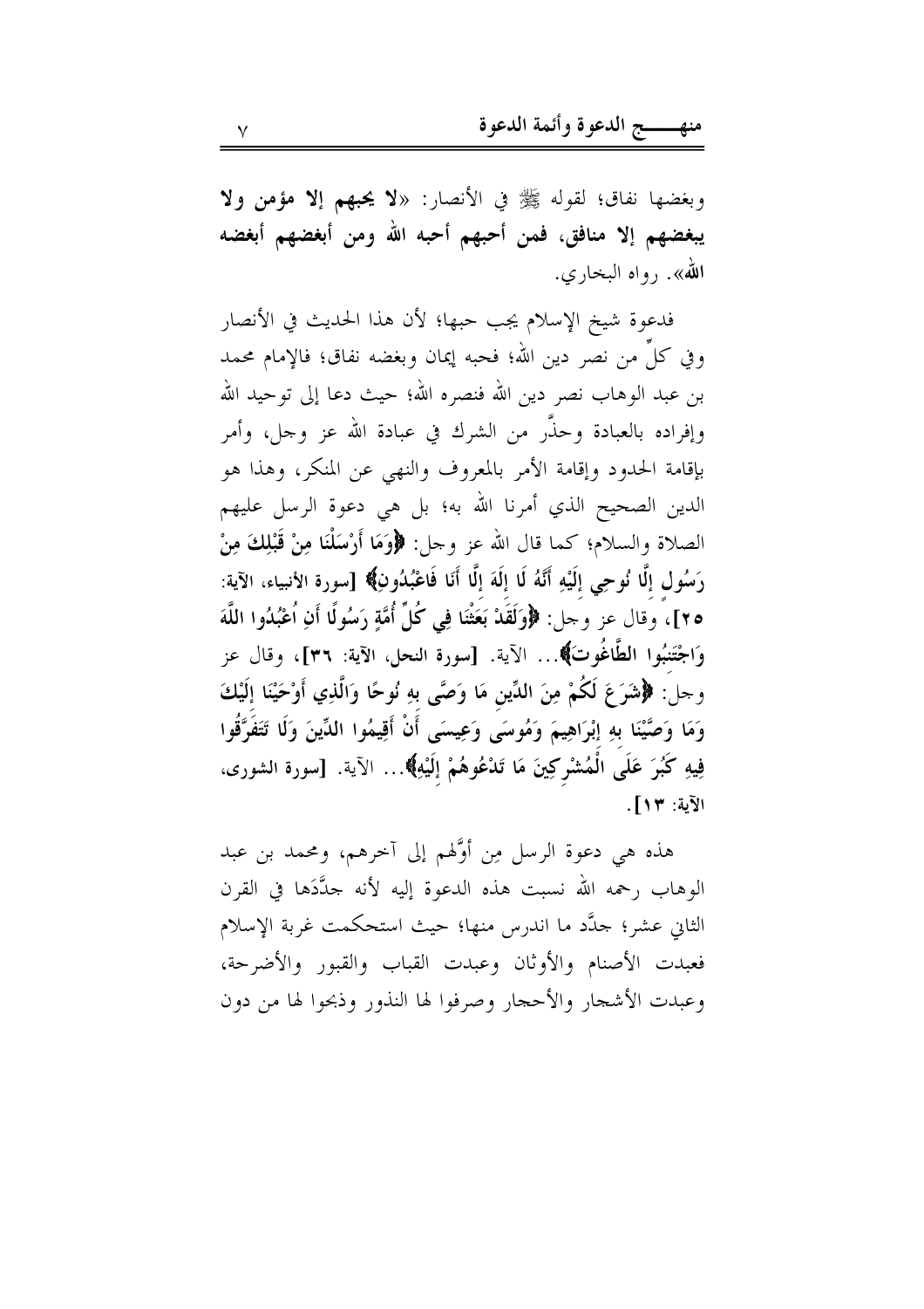وبغضها نفاق؛ لقوله ﷺ في الأنصار: «**لا يحبهم إلا مؤمن ولا يبغضهم إلا منافق، فمن أحبهم أحبه الله ومن أبغضهم أبغضه الله**». رواه البخاري.

فدعوة شيخ الإسلام يجب حبها؛ لأن هذا الحديث في الأنصار وفي كلٍّ من نصر دين الله؛ فحبه إيمان وبغضه نفاق؛ فالإمام محمد بن عبد الوهاب نصر دين الله فنصره الله؛ حيث دعا إلى توحيد الله وإفراده بالعبادة وحذَّر من الشرك في عبادة الله عز وجل، وأمر بإقامة الحدود وإقامة الأمر بالمعروف والنهي عن المنكر، وهذا هو الدين الصحيح الذي أمرنا الله به؛ بل هي دعوة الرسل عليهم الصلاة والسلام؛ كما قال الله عز وجل: ﴿**وَمَا أَرْسَلْنَا مِنْ قَبْلِكَ مِنْ رَسُولٍ إِلَّا نُوحِي إِلَيْهِ أَنَّهُ لَا إِلَهَ إِلَّا أَنَا فَاعْبُدُونِ**﴾ [سورة الأنبياء، الآية: ٢٥]، وقال عز وجل: ﴿**وَلَقَدْ بَعَثْنَا فِي كُلِّ أُمَّةٍ رَسُولًا أَنِ اعْبُدُوا اللَّهَ وَاجْتَنِبُوا الطَّاغُوتَ**﴾... الآية. [سورة النحل، الآية: ٣٦]، وقال عز وجل: ﴿**شَرَعَ لَكُمْ مِنَ الدِّينِ مَا وَصَّى بِهِ نُوحًا وَالَّذِي أَوْحَيْنَا إِلَيْكَ وَمَا وَصَّيْنَا بِهِ إِبْرَاهِيمَ وَمُوسَى وَعِيسَى أَنْ أَقِيمُوا الدِّينَ وَلَا تَتَفَرَّقُوا فِيهِ كَبُرَ عَلَى الْمُشْرِكِينَ مَا تَدْعُوهُمْ إِلَيْهِ**﴾... الآية. [سورة الشورى، الآية: ١٣].

هذه هي دعوة الرسل مِن أوَّلهم إلى آخرهم، ومحمد بن عبد الوهاب رحمه الله نسبت هذه الدعوة إليه لأنه جدَّدها في القرن الثاني عشر؛ جدَّد ما اندرس منها؛ حيث استحكمت غربة الإسلام فعبدت الأصنام والأوثان وعبدت القباب والقبور والأضرحة، وعبدت الأشجار والأحجار وصرفوا لها النذور وذبحوا لها من دون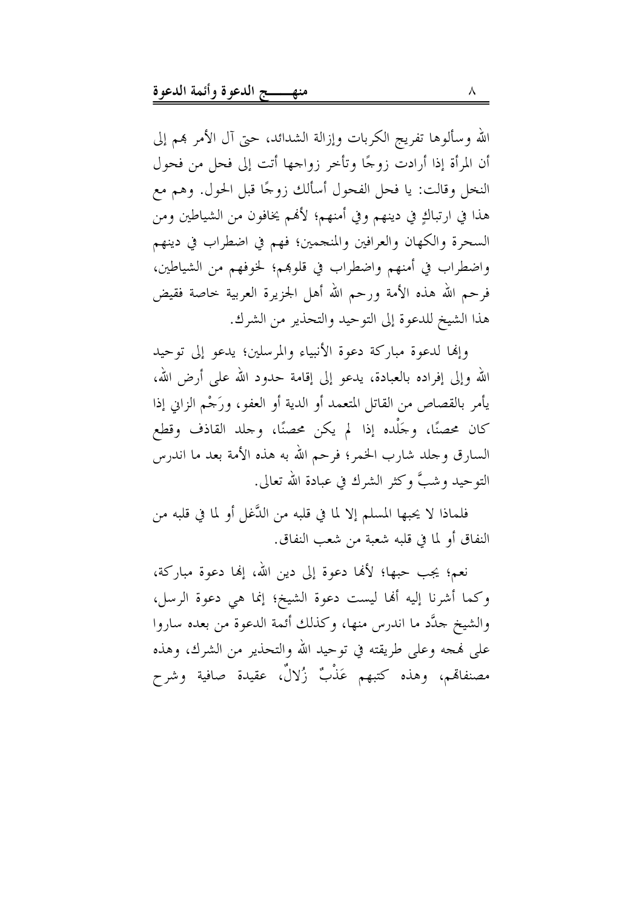الله وسألوها تفريج الكربات وإزالة الشدائد، حتى آل الأمر بهم إلى أن المرأة إذا أرادت زوجًا وتأخر زواجها أتت إلى فحل من فحول النخل وقالت: يا فحل الفحول أسألك زوجًا قبل الحول. وهم مع هذا في ارتباكٍ في دينهم وفي أمنهم؛ لأنهم يخافون من الشياطين ومن السحرة والكهان والعرافين والمنجمين؛ فهم في اضطراب في دينهم واضطراب في أمنهم واضطراب في قلوبهم؛ لخوفهم من الشياطين، فرحم الله هذه الأمة ورحم الله أهل الجزيرة العربية خاصة فقيض هذا الشيخ للدعوة إلى التوحيد والتحذير من الشرك.

وإنها لدعوة مباركة دعوة الأنبياء والمرسلين؛ يدعو إلى توحيد الله وإلى إفراده بالعبادة، يدعو إلى إقامة حدود الله على أرض الله، يأمر بالقصاص من القاتل المتعمد أو الدية أو العفو، ورَجْم الزاني إذا كان محصنًا، وجَلْده إذا لم يكن محصنًا، وجلد القاذف وقطع السارق وجلد شارب الخمر؛ فرحم الله به هذه الأمة بعد ما اندرس التوحيد وشبَّ وكثر الشرك في عبادة الله تعالى.

فلماذا لا يحبها المسلم إلا لما في قلبه من الدَّغل أو لما في قلبه من النفاق أو لما في قلبه شعبة من شعب النفاق.

نعم؛ يجب حبها؛ لأنها دعوة إلى دين الله، إنها دعوة مباركة، وكما أشرنا إليه أنها ليست دعوة الشيخ؛ إنما هي دعوة الرسل، والشيخ جدَّد ما اندرس منها، وكذلك أئمة الدعوة من بعده ساروا على نهجه وعلى طريقته في توحيد الله والتحذير من الشرك، وهذه مصنفاتهم، وهذه كتبهم عَذْبٌ زُلالٌ، عقيدة صافية وشرح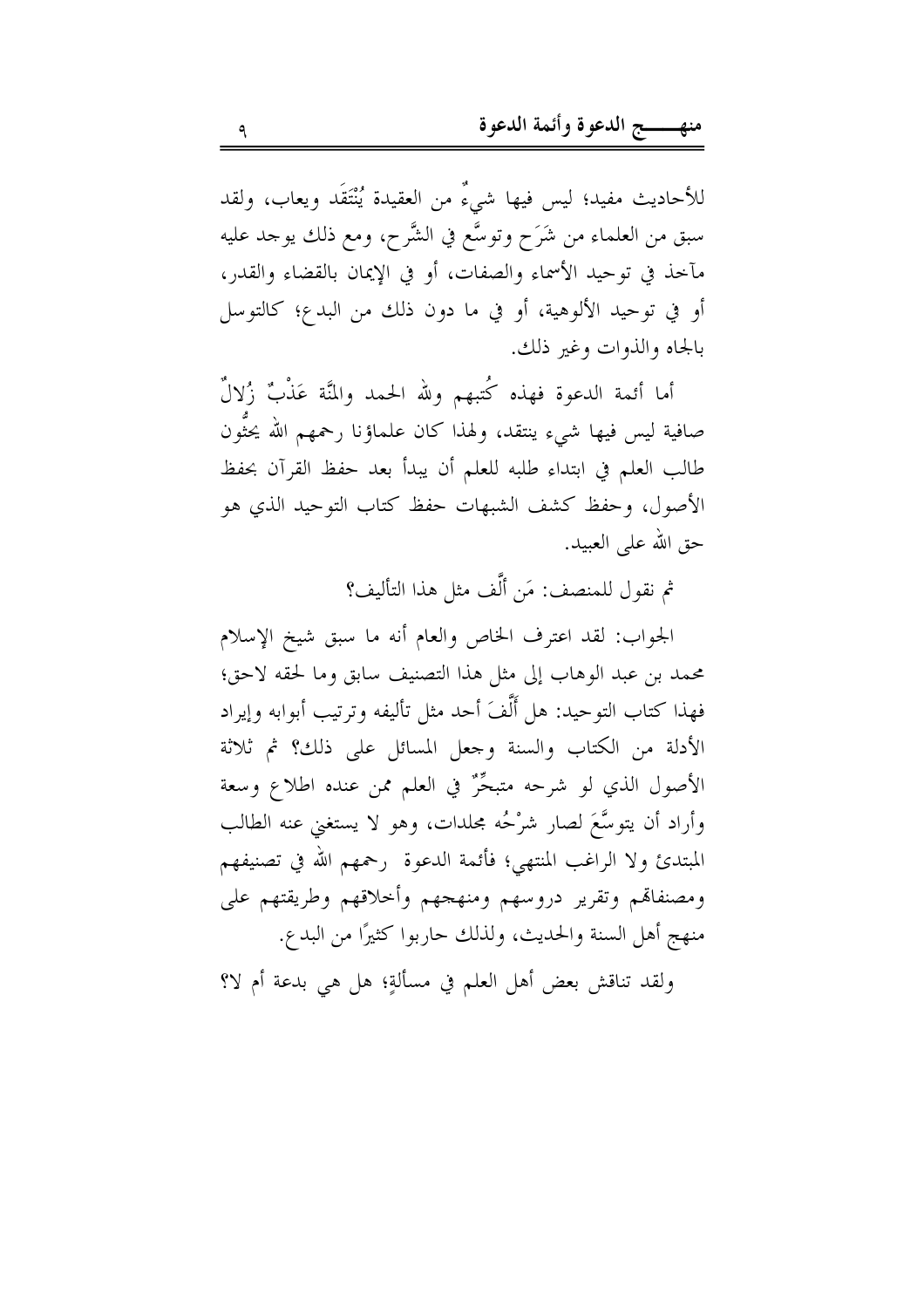للأحاديث مفيد؛ ليس فيها شيءٌ من العقيدة يُنْتَقَد ويعاب، ولقد سبق من العلماء من شَرَح وتوسَّع في الشَّرح، ومع ذلك يوجد عليه مآخذ في توحيد الأسماء والصفات، أو في الإيمان بالقضاء والقدر، أو في توحيد الألوهية، أو في ما دون ذلك من البدع؛ كالتوسل بالجاه والذوات وغير ذلك.

أما أئمة الدعوة فهذه كُتُبهم ولله الحمد والمنَّة عَذْبٌ زُلالٌ صافية ليس فيها شيء ينتقد، ولهذا كان علماؤنا رحمهم الله يحثُّون طالب العلم في ابتداء طلبه للعلم أن يبدأ بعد حفظ القرآن بحفظ الأصول، وحفظ كشف الشبهات حفظ كتاب التوحيد الذي هو حق الله على العبيد.

ثم نقول للمنصف: مَن أَلَّف مثل هذا التأليف؟

الجواب: لقد اعترف الخاص والعام أنه ما سبق شيخ الإسلام محمد بن عبد الوهاب إلى مثل هذا التصنيف سابق وما لحقه لاحق؛ فهذا كتاب التوحيد: هل أَلَّفَ أحد مثل تأليفه وترتيب أبوابه وإيراد الأدلة من الكتاب والسنة وجعل المسائل على ذلك؟ ثم ثلاثة الأصول الذي لو شرحه متبحِّرٌ في العلم ممن عنده اطلاع وسعة وأراد أن يتوسَّعَ لصار شرْحُه مجلدات، وهو لا يستغني عنه الطالب المبتدئ ولا الراغب المنتهي؛ فأئمة الدعوة رحمهم الله في تصنيفهم ومصنفاتهم وتقرير دروسهم ومنهجهم وأخلاقهم وطريقتهم على منهج أهل السنة والحديث، ولذلك حاربوا كثيرًا من البدع.

ولقد تناقش بعض أهل العلم في مسألةٍ؛ هل هي بدعة أم لا؟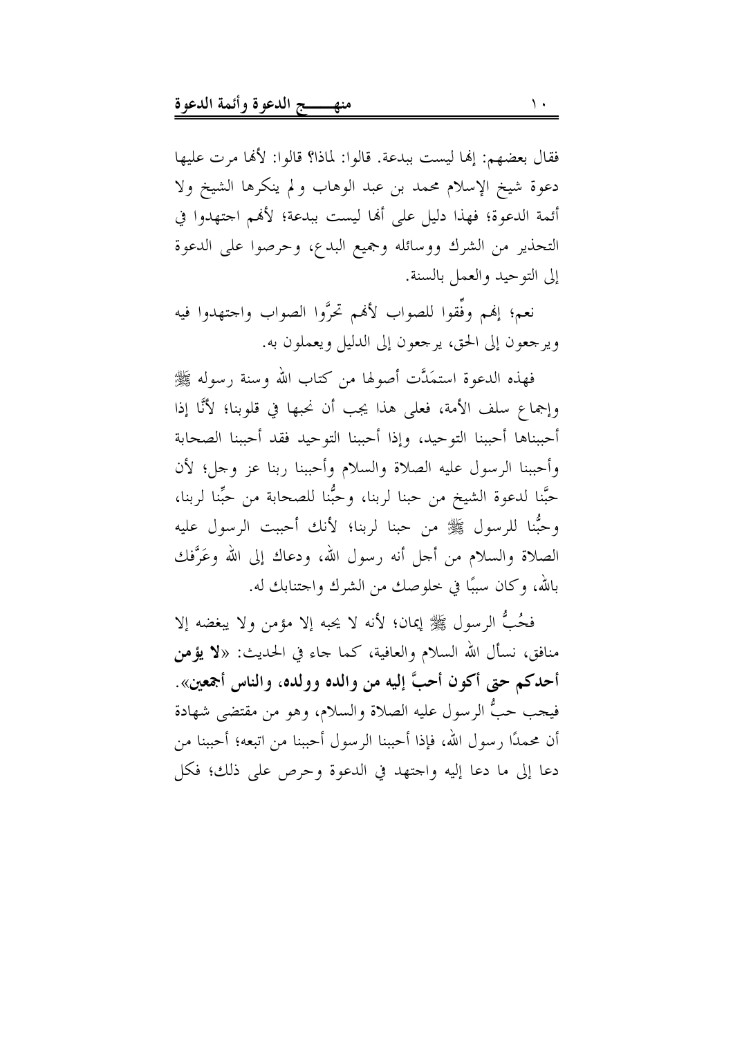فقال بعضهم: إنها ليست ببدعة. قالوا: لماذا؟ قالوا: لأنها مرت عليها دعوة شيخ الإسلام محمد بن عبد الوهاب ولم ينكرها الشيخ ولا أئمة الدعوة؛ فهذا دليل على أنها ليست ببدعة؛ لأنهم اجتهدوا في التحذير من الشرك ووسائله وجميع البدع، وحرصوا على الدعوة إلى التوحيد والعمل بالسنة.

نعم؛ إنهم وفِّقوا للصواب لأنهم تحرَّوا الصواب واجتهدوا فيه ويرجعون إلى الحق، يرجعون إلى الدليل ويعملون به.

فهذه الدعوة استمَدَّت أصولها من كتاب الله وسنة رسوله ﷺ وإجماع سلف الأمة، فعلى هذا يجب أن نحبها في قلوبنا؛ لأنَّا إذا أحببناها أحببنا التوحيد، وإذا أحببنا التوحيد فقد أحببنا الصحابة وأحببنا الرسول عليه الصلاة والسلام وأحببنا ربنا عز وجل؛ لأن حبَّنا لدعوة الشيخ من حبنا لربنا، وحبُّنا للصحابة من حبِّنا لربنا، وحبُّنا للرسول ﷺ من حبنا لربنا؛ لأنك أحببت الرسول عليه الصلاة والسلام من أجل أنه رسول الله، ودعاك إلى الله وعَرَّفك بالله، وكان سببًا في خلوصك من الشرك واجتنابك له.

فحُبُّ الرسول ﷺ إيمان؛ لأنه لا يحبه إلا مؤمن ولا يبغضه إلا منافق، نسأل الله السلام والعافية، كما جاء في الحديث: «**لا يؤمن أحدكم حتى أكون أحبَّ إليه من والده وولده، والناس أجمعين**». فيجب حبُّ الرسول عليه الصلاة والسلام، وهو من مقتضى شهادة أن محمدًا رسول الله، فإذا أحببنا الرسول أحببنا من اتبعه؛ أحببنا من دعا إلى ما دعا إليه واجتهد في الدعوة وحرص على ذلك؛ فكل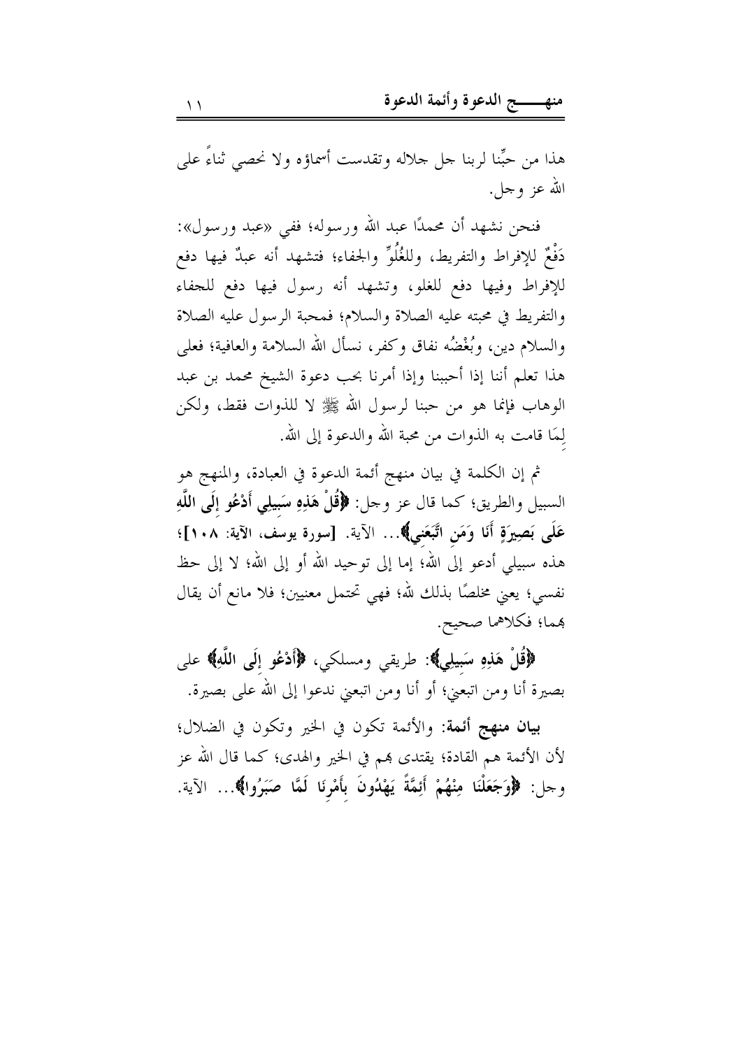هذا من حبِّنا لربنا جل جلاله وتقدست أسماؤه ولا نحصي ثناءً على الله عز وجل.

فنحن نشهد أن محمدًا عبد الله ورسوله؛ ففي «عبد ورسول»: دَفْعٌ للإفراط والتفريط، وللغُلُوِّ والجفاء؛ فتشهد أنه عبدٌ فيها دفع للإفراط وفيها دفع للغلو، وتشهد أنه رسول فيها دفع للجفاء والتفريط في محبته عليه الصلاة والسلام؛ فمحبة الرسول عليه الصلاة والسلام دين، وبُغْضُه نفاق وكفر، نسأل الله السلامة والعافية؛ فعلى هذا تعلم أننا إذا أحببنا وإذا أمرنا بحب دعوة الشيخ محمد بن عبد الوهاب فإنما هو من حبنا لرسول الله ﷺ لا للذوات فقط، ولكن لِمَا قامت به الذوات من محبة الله والدعوة إلى الله.

ثم إن الكلمة في بيان منهج أئمة الدعوة في العبادة، والمنهج هو السبيل والطريق؛ كما قال عز وجل: **﴿قُلْ هَذِهِ سَبِيلِي أَدْعُو إِلَى اللَّهِ عَلَى بَصِيرَةٍ أَنَا وَمَنِ اتَّبَعَنِي﴾**... الآية. **[سورة يوسف، الآية: ١٠٨]**؛ هذه سبيلي أدعو إلى الله؛ إما إلى توحيد الله أو إلى الله؛ لا إلى حظ نفسي؛ يعني مخلصًا بذلك لله؛ فهي تحتمل معنيين؛ فلا مانع أن يقال بهما؛ فكلاهما صحيح.

**﴿قُلْ هَذِهِ سَبِيلِي﴾**: طريقي ومسلكي، **﴿أَدْعُو إِلَى اللَّهِ﴾** على بصيرة أنا ومن اتبعني؛ أو أنا ومن اتبعني ندعوا إلى الله على بصيرة.

**بيان منهج أئمة**: والأئمة تكون في الخير وتكون في الضلال؛ لأن الأئمة هم القادة؛ يقتدى بهم في الخير والهدى؛ كما قال الله عز وجل: **﴿وَجَعَلْنَا مِنْهُمْ أَئِمَّةً يَهْدُونَ بِأَمْرِنَا لَمَّا صَبَرُوا﴾**... الآية.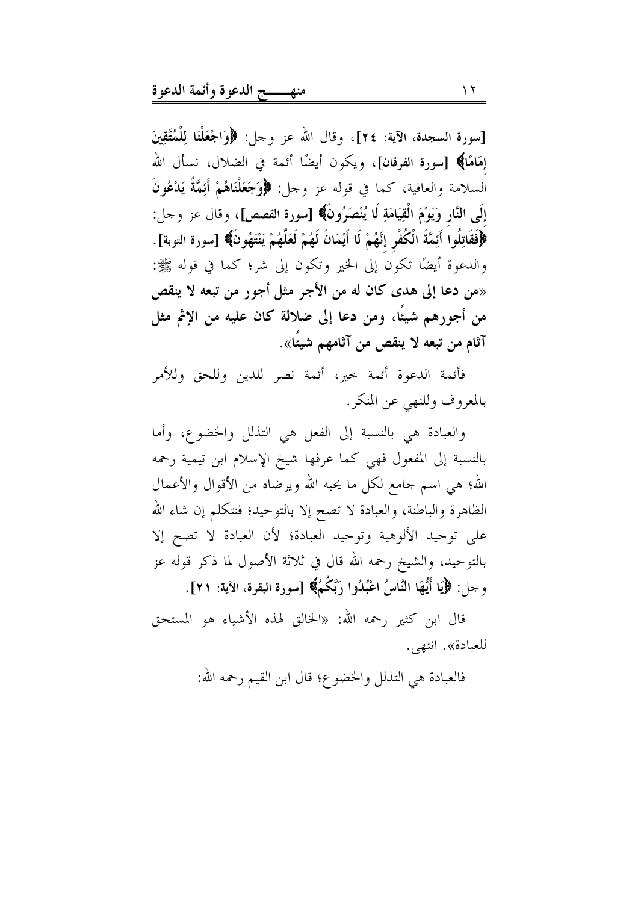[سورة السجدة، الآية: **٢٤**]، وقال الله عز وجل: **﴿وَاجْعَلْنَا لِلْمُتَّقِينَ إِمَامًا﴾** [**سورة الفرقان**]، ويكون أيضًا أئمة في الضلال، نسأل الله السلامة والعافية، كما في قوله عز وجل: **﴿وَجَعَلْنَاهُمْ أَئِمَّةً يَدْعُونَ إِلَى النَّارِ وَيَوْمَ الْقِيَامَةِ لَا يُنْصَرُونَ﴾** [**سورة القصص**]، وقال عز وجل: **﴿فَقَاتِلُوا أَئِمَّةَ الْكُفْرِ إِنَّهُمْ لَا أَيْمَانَ لَهُمْ لَعَلَّهُمْ يَنْتَهُونَ﴾** [**سورة التوبة**]. والدعوة أيضًا تكون إلى الخير وتكون إلى شر؛ كما في قوله ﷺ: «**من دعا إلى هدى كان له من الأجر مثل أجور من تبعه لا ينقص من أجورهم شيئًا، ومن دعا إلى ضلالة كان عليه من الإثم مثل آثام من تبعه لا ينقص من آثامهم شيئًا**».

فأئمة الدعوة أئمة خير، أئمة نصر للدين وللحق وللأمر بالمعروف وللنهي عن المنكر.

والعبادة هي بالنسبة إلى الفعل هي التذلل والخضوع، وأما بالنسبة إلى المفعول فهي كما عرفها شيخ الإسلام ابن تيمية رحمه الله؛ هي اسم جامع لكل ما يحبه الله ويرضاه من الأقوال والأعمال الظاهرة والباطنة، والعبادة لا تصح إلا بالتوحيد؛ فنتكلم إن شاء الله على توحيد الألوهية وتوحيد العبادة؛ لأن العبادة لا تصح إلا بالتوحيد، والشيخ رحمه الله قال في ثلاثة الأصول لما ذكر قوله عز وجل: **﴿يَا أَيُّهَا النَّاسُ اعْبُدُوا رَبَّكُمُ﴾** [**سورة البقرة، الآية: ٢١**].

قال ابن كثير رحمه الله: «الخالق لهذه الأشياء هو المستحق للعبادة». انتهى.

فالعبادة هي التذلل والخضوع؛ قال ابن القيم رحمه الله: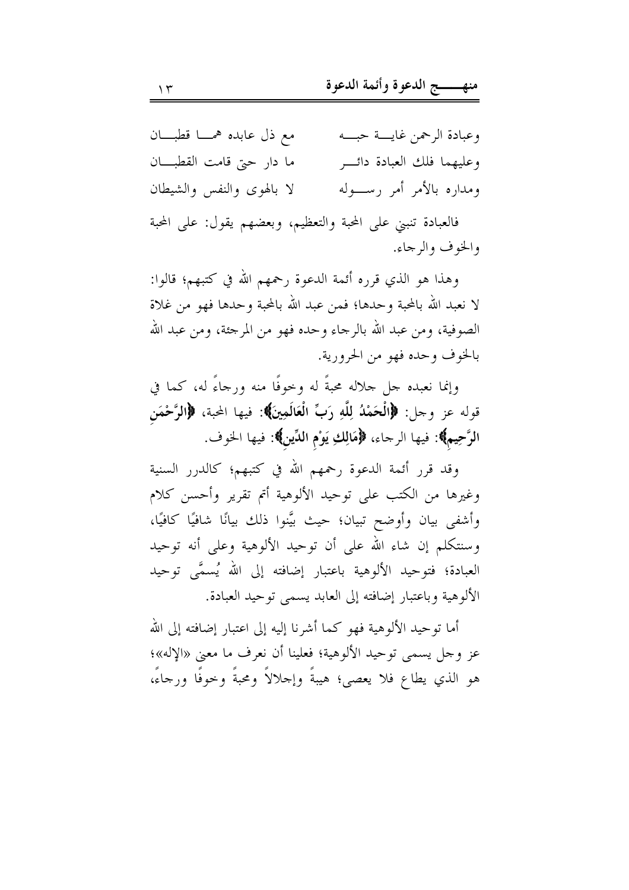وعبادة الرحمن غاية حبه	مع ذل عابده هما قطبان

وعليهما فلك العبادة دائر	ما دار حتى قامت القطبان

ومداره بالأمر أمر رسوله	لا بالهوى والنفس والشيطان

فالعبادة تنبني على المحبة والتعظيم، وبعضهم يقول: على المحبة والخوف والرجاء.

وهذا هو الذي قرره أئمة الدعوة رحمهم الله في كتبهم؛ قالوا: لا نعبد الله بالمحبة وحدها؛ فمن عبد الله بالمحبة وحدها فهو من غلاة الصوفية، ومن عبد الله بالرجاء وحده فهو من المرجئة، ومن عبد الله بالخوف وحده فهو من الحرورية.

وإنما نعبده جل جلاله محبةً له وخوفًا منه ورجاءً له، كما في قوله عز وجل: **﴿الْحَمْدُ لِلَّهِ رَبِّ الْعَالَمِينَ﴾**: فيها المحبة، **﴿الرَّحْمَنِ الرَّحِيمِ﴾**: فيها الرجاء، **﴿مَالِكِ يَوْمِ الدِّينِ﴾**: فيها الخوف.

وقد قرر أئمة الدعوة رحمهم الله في كتبهم؛ كالدرر السنية وغيرها من الكتب على توحيد الألوهية أتم تقرير وأحسن كلام وأشفى بيان وأوضح تبيان؛ حيث بيَّنوا ذلك بيانًا شافيًا كافيًا، وسنتكلم إن شاء الله على أن توحيد الألوهية وعلى أنه توحيد العبادة؛ فتوحيد الألوهية باعتبار إضافته إلى الله يُسمَّى توحيد الألوهية وباعتبار إضافته إلى العابد يسمى توحيد العبادة.

أما توحيد الألوهية فهو كما أشرنا إليه إلى اعتبار إضافته إلى الله عز وجل يسمى توحيد الألوهية؛ فعلينا أن نعرف ما معنى «الإله»؛ هو الذي يطاع فلا يعصى؛ هيبةً وإجلالاً ومحبةً وخوفًا ورجاءً،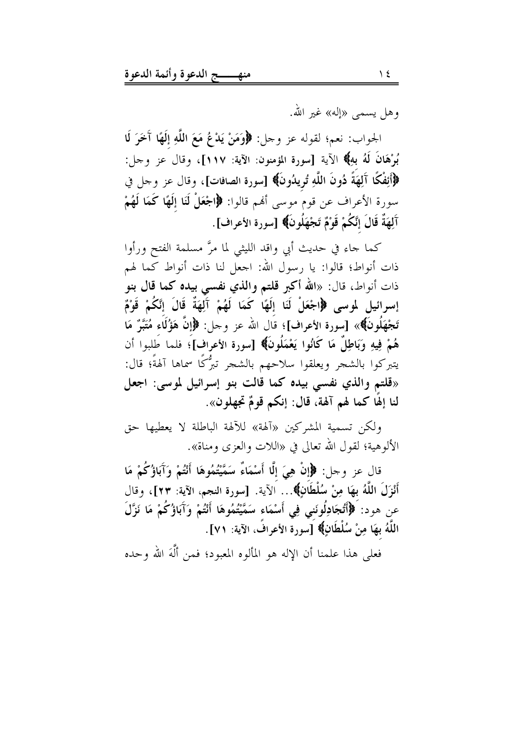وهل يسمى «إله» غير الله.

الجواب: نعم؛ لقوله عز وجل: **﴿وَمَنْ يَدْعُ مَعَ اللَّهِ إِلَهًا آخَرَ لَا بُرْهَانَ لَهُ بِهِ﴾** الآية [سورة المؤمنون: الآية: ١١٧]، وقال عز وجل: **﴿أَئِفْكًا آلِهَةً دُونَ اللَّهِ تُرِيدُونَ﴾** [سورة الصافات]، وقال عز وجل في سورة الأعراف عن قوم موسى أنهم قالوا: **﴿اجْعَلْ لَنَا إِلَهًا كَمَا لَهُمْ آلِهَةٌ قَالَ إِنَّكُمْ قَوْمٌ تَجْهَلُونَ﴾** [سورة الأعراف].

كما جاء في حديث أبي واقد الليثي لما مرَّ مسلمة الفتح ورأوا ذات أنواط؛ قالوا: يا رسول الله: اجعل لنا ذات أنواط كما لهم ذات أنواط، قال: «**الله أكبر قلتم والذي نفسي بيده كما قال بنو إسرائيل لموسى ﴿اجْعَلْ لَنَا إِلَهًا كَمَا لَهُمْ آلِهَةٌ قَالَ إِنَّكُمْ قَوْمٌ تَجْهَلُونَ﴾**» [سورة الأعراف]؛ قال الله عز وجل: **﴿إِنَّ هَؤُلَاءِ مُتَبَّرٌ مَا هُمْ فِيهِ وَبَاطِلٌ مَا كَانُوا يَعْمَلُونَ﴾** [سورة الأعراف]؛ فلما طلبوا أن يتبركوا بالشجر ويعلقوا سلاحهم بالشجر تبرُّكًا سماها آلهةً؛ قال: «**قلتم والذي نفسي بيده كما قالت بنو إسرائيل لموسى: اجعل لنا إلهًا كما لهم آلهة، قال: إنكم قومٌ تجهلون**».

ولكن تسمية المشركين «آلهة» للآلهة الباطلة لا يعطيها حق الألوهية؛ لقول الله تعالى في «اللات والعزى ومناة».

قال عز وجل: **﴿إِنْ هِيَ إِلَّا أَسْمَاءٌ سَمَّيْتُمُوهَا أَنْتُمْ وَآبَاؤُكُمْ مَا أَنْزَلَ اللَّهُ بِهَا مِنْ سُلْطَانٍ﴾**... الآية. [سورة النجم، الآية: ٢٣]، وقال عن هود: **﴿أَتُجَادِلُونَنِي فِي أَسْمَاءٍ سَمَّيْتُمُوهَا أَنْتُمْ وَآبَاؤُكُمْ مَا نَزَّلَ اللَّهُ بِهَا مِنْ سُلْطَانٍ﴾** [سورة الأعراف، الآية: ٧١].

فعلى هذا علمنا أن الإله هو المألوه المعبود؛ فمن ألَّهَ الله وحده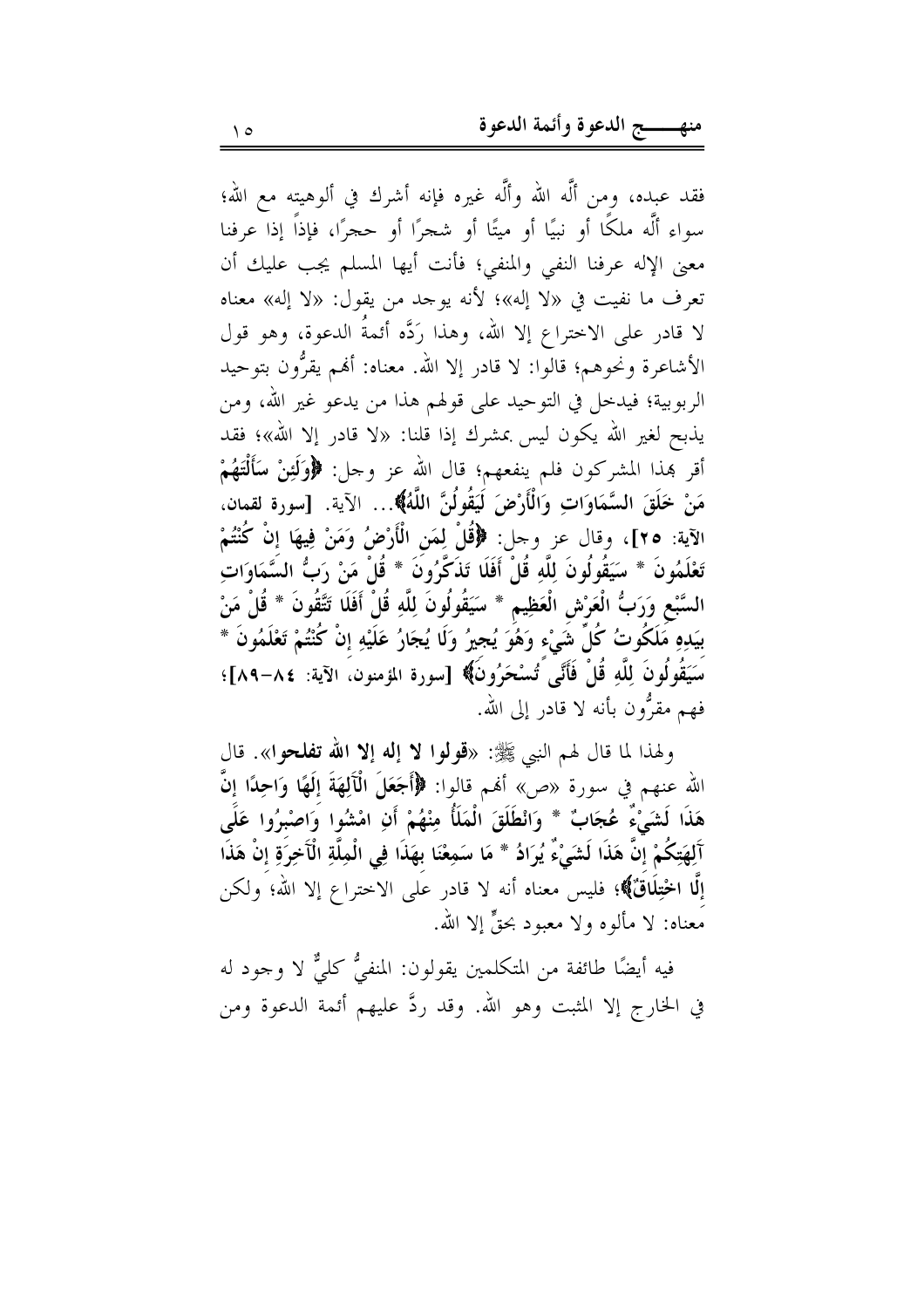فقد عبده، ومن ألَّه الله وألَّه غيره فإنه أشرك في ألوهيته مع الله؛ سواء ألَّه ملكًا أو نبيًا أو ميتًا أو شجرًا أو حجرًا، فإذاً إذا عرفنا معنى الإله عرفنا النفي والمنفي؛ فأنت أيها المسلم يجب عليك أن تعرف ما نفيت في «لا إله»؛ لأنه يوجد من يقول: «لا إله» معناه لا قادر على الاختراع إلا الله، وهذا رَدَّه أئمةُ الدعوة، وهو قول الأشاعرة ونحوهم؛ قالوا: لا قادر إلا الله. معناه: أنهم يقرُّون بتوحيد الربوبية؛ فيدخل في التوحيد على قولهم هذا من يدعو غير الله، ومن يذبح لغير الله يكون ليس بمشرك إذا قلنا: «لا قادر إلا الله»؛ فقد أقر بهذا المشركون فلم ينفعهم؛ قال الله عز وجل: **﴿وَلَئِنْ سَأَلْتَهُمْ مَنْ خَلَقَ السَّمَاوَاتِ وَالْأَرْضَ لَيَقُولُنَّ اللَّهُ﴾**... الآية. **[سورة لقمان، الآية: ٢٥]**، وقال عز وجل: **﴿قُلْ لِمَنِ الْأَرْضُ وَمَنْ فِيهَا إِنْ كُنْتُمْ تَعْلَمُونَ * سَيَقُولُونَ لِلَّهِ قُلْ أَفَلَا تَذَكَّرُونَ * قُلْ مَنْ رَبُّ السَّمَاوَاتِ السَّبْعِ وَرَبُّ الْعَرْشِ الْعَظِيمِ * سَيَقُولُونَ لِلَّهِ قُلْ أَفَلَا تَتَّقُونَ * قُلْ مَنْ بِيَدِهِ مَلَكُوتُ كُلِّ شَيْءٍ وَهُوَ يُجِيرُ وَلَا يُجَارُ عَلَيْهِ إِنْ كُنْتُمْ تَعْلَمُونَ * سَيَقُولُونَ لِلَّهِ قُلْ فَأَنَّى تُسْحَرُونَ﴾** [سورة المؤمنون، الآية: ٨٤-٨٩]؛ فهم مقرُّون بأنه لا قادر إلى الله.

ولهذا لما قال لهم النبي ﷺ: «**قولوا لا إله إلا الله تفلحوا**». قال الله عنهم في سورة «ص» أنهم قالوا: **﴿أَجَعَلَ الْآلِهَةَ إِلَهًا وَاحِدًا إِنَّ هَذَا لَشَيْءٌ عُجَابٌ * وَانْطَلَقَ الْمَلَأُ مِنْهُمْ أَنِ امْشُوا وَاصْبِرُوا عَلَى آلِهَتِكُمْ إِنَّ هَذَا لَشَيْءٌ يُرَادُ * مَا سَمِعْنَا بِهَذَا فِي الْمِلَّةِ الْآخِرَةِ إِنْ هَذَا إِلَّا اخْتِلَاقٌ﴾**؛ فليس معناه أنه لا قادر على الاختراع إلا الله؛ ولكن معناه: لا مألوه ولا معبود بحقٍّ إلا الله.

فيه أيضًا طائفة من المتكلمين يقولون: المنفيُّ كليٌّ لا وجود له في الخارج إلا المثبت وهو الله. وقد ردَّ عليهم أئمة الدعوة ومن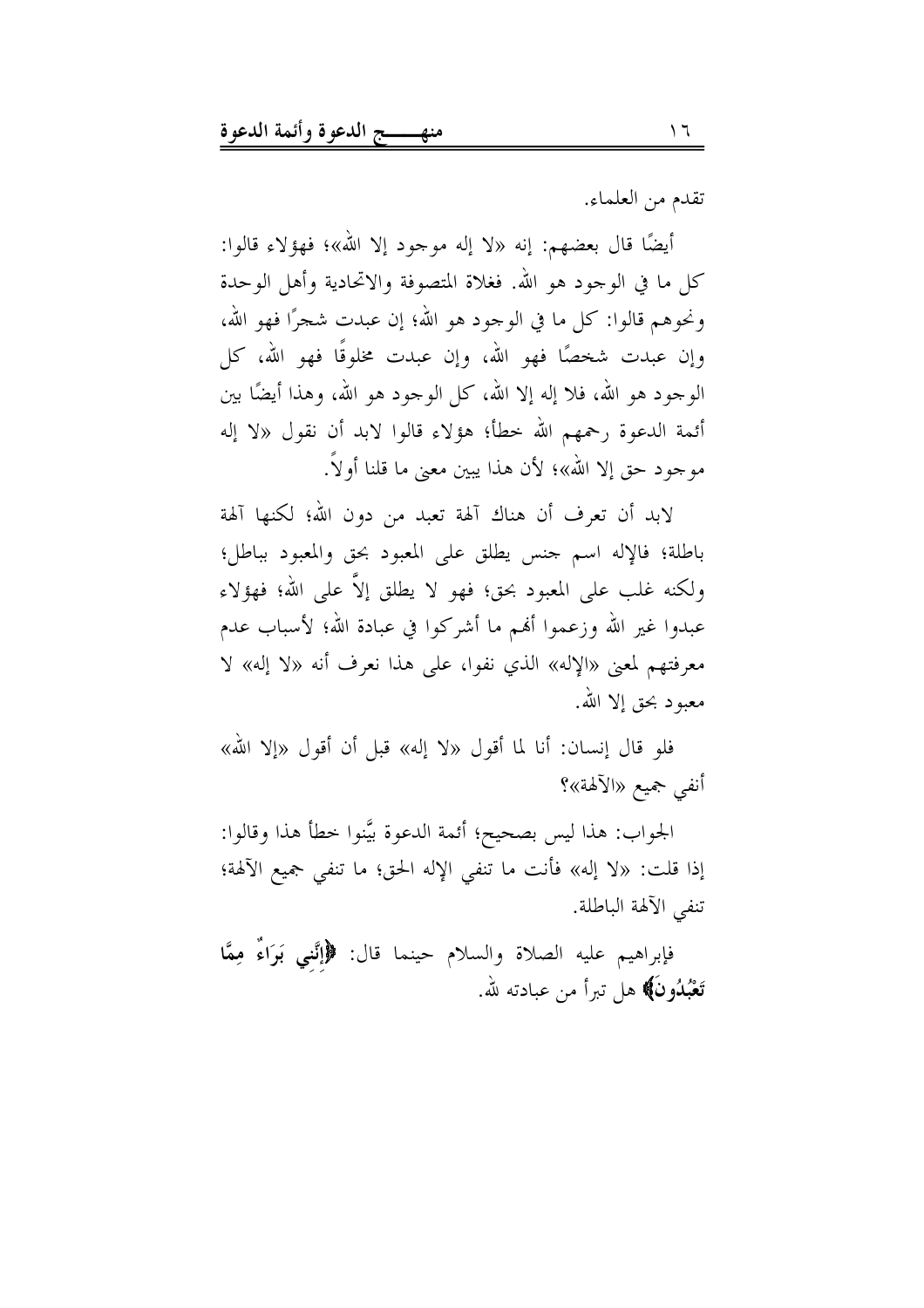تقدم من العلماء.

أيضًا قال بعضهم: إنه «لا إله موجود إلا الله»؛ فهؤلاء قالوا: كل ما في الوجود هو الله. فغلاة المتصوفة والاتحادية وأهل الوحدة ونحوهم قالوا: كل ما في الوجود هو الله؛ إن عبدت شجرًا فهو الله، وإن عبدت شخصًا فهو الله، وإن عبدت مخلوقًا فهو الله، كل الوجود هو الله، فلا إله إلا الله، كل الوجود هو الله، وهذا أيضًا بين أئمة الدعوة رحمهم الله خطأ؛ هؤلاء قالوا لابد أن نقول «لا إله موجود حق إلا الله»؛ لأن هذا يبين معنى ما قلنا أولاً.

لابد أن تعرف أن هناك آلهة تعبد من دون الله؛ لكنها آلهة باطلة؛ فالإله اسم جنس يطلق على المعبود بحق والمعبود بباطل؛ ولكنه غلب على المعبود بحق؛ فهو لا يطلق إلاَّ على الله؛ فهؤلاء عبدوا غير الله وزعموا أنهم ما أشركوا في عبادة الله؛ لأسباب عدم معرفتهم لمعنى «الإله» الذي نفوا، على هذا نعرف أنه «لا إله» لا معبود بحق إلا الله.

فلو قال إنسان: أنا لما أقول «لا إله» قبل أن أقول «إلا الله» أنفي جميع «الآلهة»؟

الجواب: هذا ليس بصحيح؛ أئمة الدعوة بيَّنوا خطأ هذا وقالوا: إذا قلت: «لا إله» فأنت ما تنفي الإله الحق؛ ما تنفي جميع الآلهة؛ تنفي الآلهة الباطلة.

فإبراهيم عليه الصلاة والسلام حينما قال: **﴿إِنَّنِي بَرَاءٌ مِمَّا تَعْبُدُونَ﴾** هل تبرأ من عبادته لله.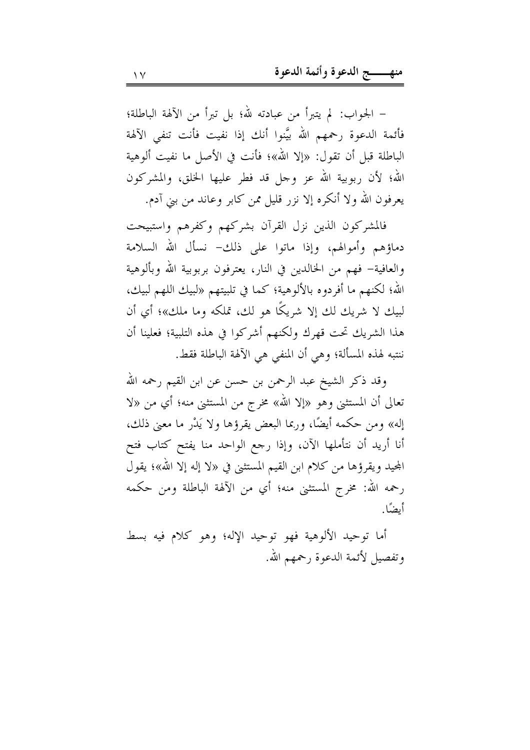- الجواب: لم يتبرأ من عبادته لله؛ بل تبرأ من الآلهة الباطلة؛ فأئمة الدعوة رحمهم الله بيَّنوا أنك إذا نفيت فأنت تنفي الآلهة الباطلة قبل أن تقول: «إلا الله»؛ فأنت في الأصل ما نفيت ألوهية الله؛ لأن ربوبية الله عز وجل قد فطر عليها الخلق، والمشركون يعرفون الله ولا أنكره إلا نزر قليل ممن كابر وعاند من بني آدم.

فالمشركون الذين نزل القرآن بشركهم وكفرهم واستبيحت دماؤهم وأموالهم، وإذا ماتوا على ذلك- نسأل الله السلامة والعافية- فهم من الخالدين في النار، يعترفون بربوبية الله وبألوهية الله؛ لكنهم ما أفردوه بالألوهية؛ كما في تلبيتهم «لبيك اللهم لبيك، لبيك لا شريك لك إلا شريكًا هو لك، تملكه وما ملك»؛ أي أن هذا الشريك تحت قهرك ولكنهم أشركوا في هذه التلبية؛ فعلينا أن ننتبه لهذه المسألة؛ وهي أن المنفي هي الآلهة الباطلة فقط.

وقد ذكر الشيخ عبد الرحمن بن حسن عن ابن القيم رحمه الله تعالى أن المستثنى وهو «إلا الله» مخرج من المستثنى منه؛ أي من «لا إله» ومن حكمه أيضًا، وربما البعض يقرؤها ولا يَدْرِ ما معنى ذلك، أنا أريد أن نتأملها الآن، وإذا رجع الواحد منا يفتح كتاب فتح المجيد ويقرؤها من كلام ابن القيم المستثنى في «لا إله إلا الله»؛ يقول رحمه الله: مخرج المستثنى منه؛ أي من الآلهة الباطلة ومن حكمه أيضًا.

أما توحيد الألوهية فهو توحيد الإله؛ وهو كلام فيه بسط وتفصيل لأئمة الدعوة رحمهم الله.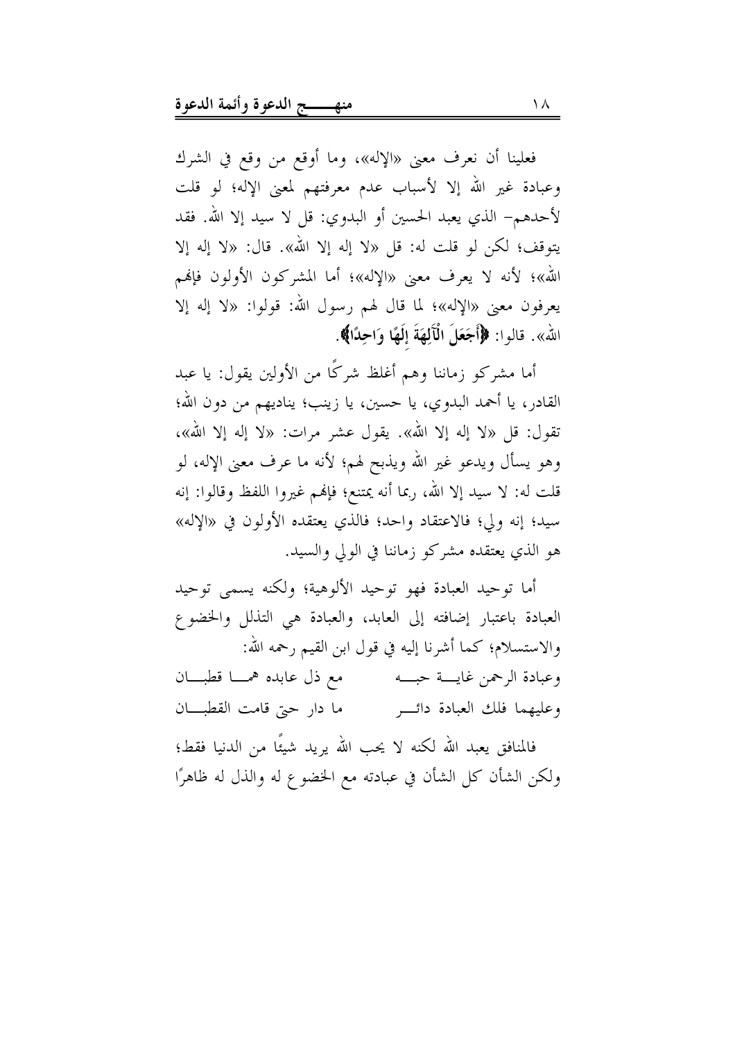فعلينا أن نعرف معنى «الإله»، وما أوقع من وقع في الشرك وعبادة غير الله إلا لأسباب عدم معرفتهم لمعنى الإله؛ لو قلت لأحدهم- الذي يعبد الحسين أو البدوي: قل لا سيد إلا الله. فقد يتوقف؛ لكن لو قلت له: قل «لا إله إلا الله». قال: «لا إله إلا الله»؛ لأنه لا يعرف معنى «الإله»؛ أما المشركون الأولون فإنهم يعرفون معنى «الإله»؛ لما قال لهم رسول الله: قولوا: «لا إله إلا الله». قالوا: ﴿أَجَعَلَ الْآلِهَةَ إِلَهًا وَاحِدًا﴾.

أما مشركو زماننا وهم أغلظ شركًا من الأولين يقول: يا عبد القادر، يا أحمد البدوي، يا حسين، يا زينب؛ يناديهم من دون الله؛ تقول: قل «لا إله إلا الله». يقول عشر مرات: «لا إله إلا الله»، وهو يسأل ويدعو غير الله ويذبح لهم؛ لأنه ما عرف معنى الإله، لو قلت له: لا سيد إلا الله، ربما أنه يمتنع؛ فإنهم غيروا اللفظ وقالوا: إنه سيد؛ إنه ولي؛ فالاعتقاد واحد؛ فالذي يعتقده الأولون في «الإله» هو الذي يعتقده مشركو زماننا في الولي والسيد.

أما توحيد العبادة فهو توحيد الألوهية؛ ولكنه يسمى توحيد العبادة باعتبار إضافته إلى العابد، والعبادة هي التذلل والخضوع والاستسلام؛ كما أشرنا إليه في قول ابن القيم رحمه الله:

وعبادة الرحمن غاية حبه ... مع ذل عابده هما قطبان

وعليهما فلك العبادة دائر ... ما دار حتى قامت القطبان

فالمنافق يعبد الله لكنه لا يحب الله يريد شيئًا من الدنيا فقط؛ ولكن الشأن كل الشأن في عبادته مع الخضوع له والذل له ظاهرًا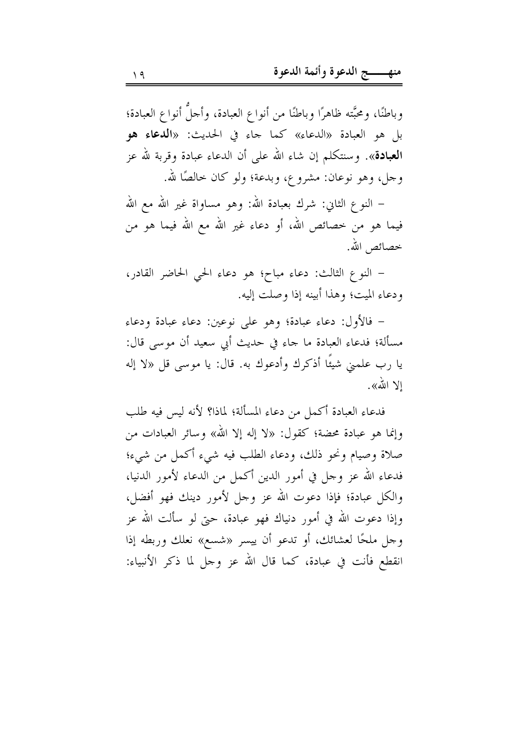وباطنًا، ومحبَّته ظاهرًا وباطنًا من أنواع العبادة، وأجلُّ أنواع العبادة؛ بل هو العبادة «الدعاء» كما جاء في الحديث: «**الدعاء هو العبادة**». وسنتكلم إن شاء الله على أن الدعاء عبادة وقربة لله عز وجل، وهو نوعان: مشروع، وبدعة؛ ولو كان خالصًا لله.

– النوع الثاني: شرك بعبادة الله: وهو مساواة غير الله مع الله فيما هو من خصائص الله، أو دعاء غير الله مع الله فيما هو من خصائص الله.

– النوع الثالث: دعاء مباح؛ هو دعاء الحي الحاضر القادر، ودعاء الميت؛ وهذا أبينه إذا وصلت إليه.

– فالأول: دعاء عبادة؛ وهو على نوعين: دعاء عبادة ودعاء مسألة؛ فدعاء العبادة ما جاء في حديث أبي سعيد أن موسى قال: يا رب علمني شيئًا أذكرك وأدعوك به. قال: يا موسى قل «لا إله إلا الله».

فدعاء العبادة أكمل من دعاء المسألة؛ لماذا؟ لأنه ليس فيه طلب وإنما هو عبادة محضة؛ كقول: «لا إله إلا الله» وسائر العبادات من صلاة وصيام ونحو ذلك، ودعاء الطلب فيه شيء أكمل من شيء؛ فدعاء الله عز وجل في أمور الدين أكمل من الدعاء لأمور الدنيا، والكل عبادة؛ فإذا دعوت الله عز وجل لأمور دينك فهو أفضل، وإذا دعوت الله في أمور دنياك فهو عبادة، حتى لو سألت الله عز وجل ملحًا لعشائك، أو تدعو أن ييسر «شسع» نعلك وربطه إذا انقطع فأنت في عبادة، كما قال الله عز وجل لما ذكر الأنبياء: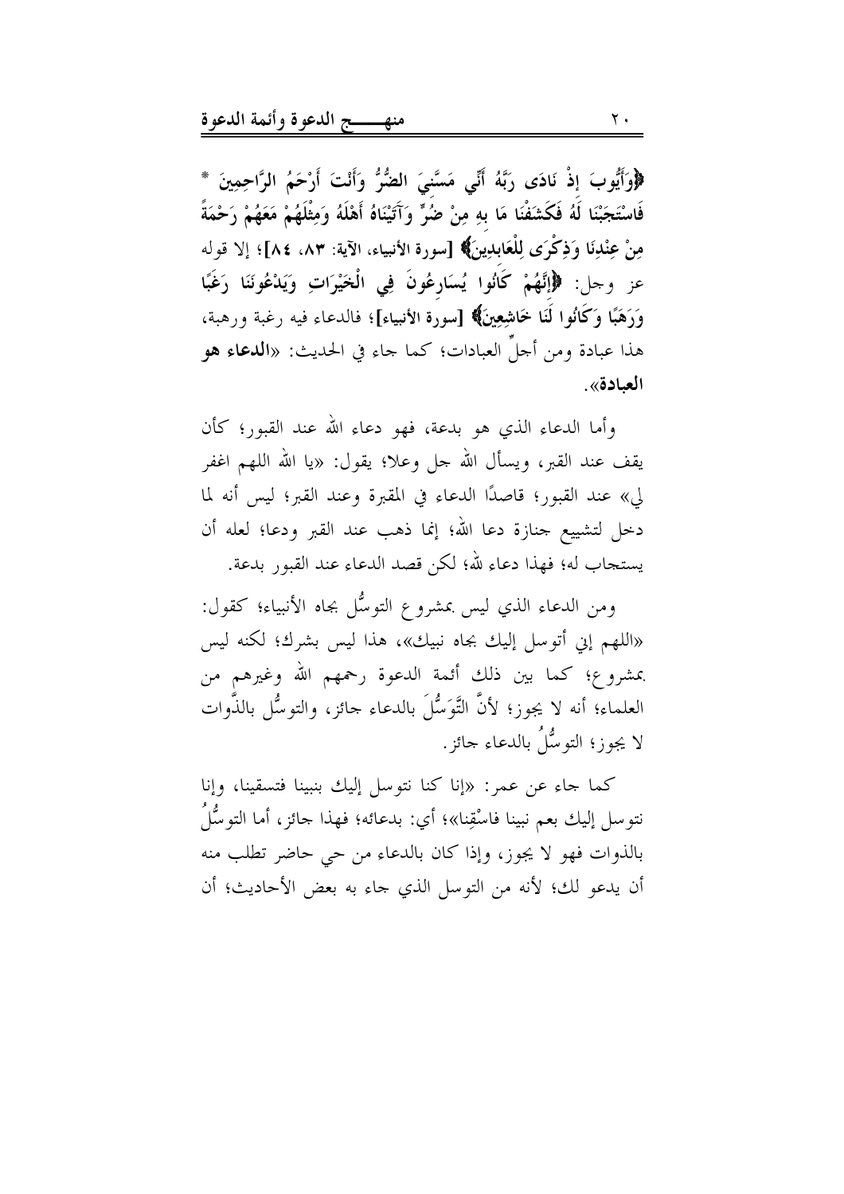﴿وَأَيُّوبَ إِذْ نَادَى رَبَّهُ أَنِّي مَسَّنِيَ الضُّرُّ وَأَنْتَ أَرْحَمُ الرَّاحِمِينَ * فَاسْتَجَبْنَا لَهُ فَكَشَفْنَا مَا بِهِ مِنْ ضُرٍّ وَآتَيْنَاهُ أَهْلَهُ وَمِثْلَهُمْ مَعَهُمْ رَحْمَةً مِنْ عِنْدِنَا وَذِكْرَى لِلْعَابِدِينَ﴾ [سورة الأنبياء، الآية: ٨٣، ٨٤]؛ إلا قوله عز وجل: ﴿إِنَّهُمْ كَانُوا يُسَارِعُونَ فِي الْخَيْرَاتِ وَيَدْعُونَنَا رَغَبًا وَرَهَبًا وَكَانُوا لَنَا خَاشِعِينَ﴾ [سورة الأنبياء]؛ فالدعاء فيه رغبة ورهبة، هذا عبادة ومن أجلِّ العبادات؛ كما جاء في الحديث: «**الدعاء هو العبادة**».

وأما الدعاء الذي هو بدعة، فهو دعاء الله عند القبور؛ كأن يقف عند القبر، ويسأل الله جل وعلا؛ يقول: «يا الله اللهم اغفر لي» عند القبور؛ قاصدًا الدعاء في المقبرة وعند القبر؛ ليس أنه لما دخل لتشييع جنازة دعا الله؛ إنما ذهب عند القبر ودعا؛ لعله أن يستجاب له؛ فهذا دعاء لله؛ لكن قصد الدعاء عند القبور بدعة.

ومن الدعاء الذي ليس بمشروع التوسُّل بجاه الأنبياء؛ كقول: «اللهم إني أتوسل إليك بجاه نبيك»، هذا ليس بشرك؛ لكنه ليس بمشروع؛ كما بين ذلك أئمة الدعوة رحمهم الله وغيرهم من العلماء؛ أنه لا يجوز؛ لأنَّ التَّوَسُّلَ بالدعاء جائز، والتوسُّل بالذَّوات لا يجوز؛ التوسُّلُ بالدعاء جائز.

كما جاء عن عمر: «إنا كنا نتوسل إليك بنبينا فتسقينا، وإنا نتوسل إليك بعم نبينا فاسْقِنا»؛ أي: بدعائه؛ فهذا جائز، أما التوسُّلُ بالذوات فهو لا يجوز، وإذا كان بالدعاء من حي حاضر تطلب منه أن يدعو لك؛ لأنه من التوسل الذي جاء به بعض الأحاديث؛ أن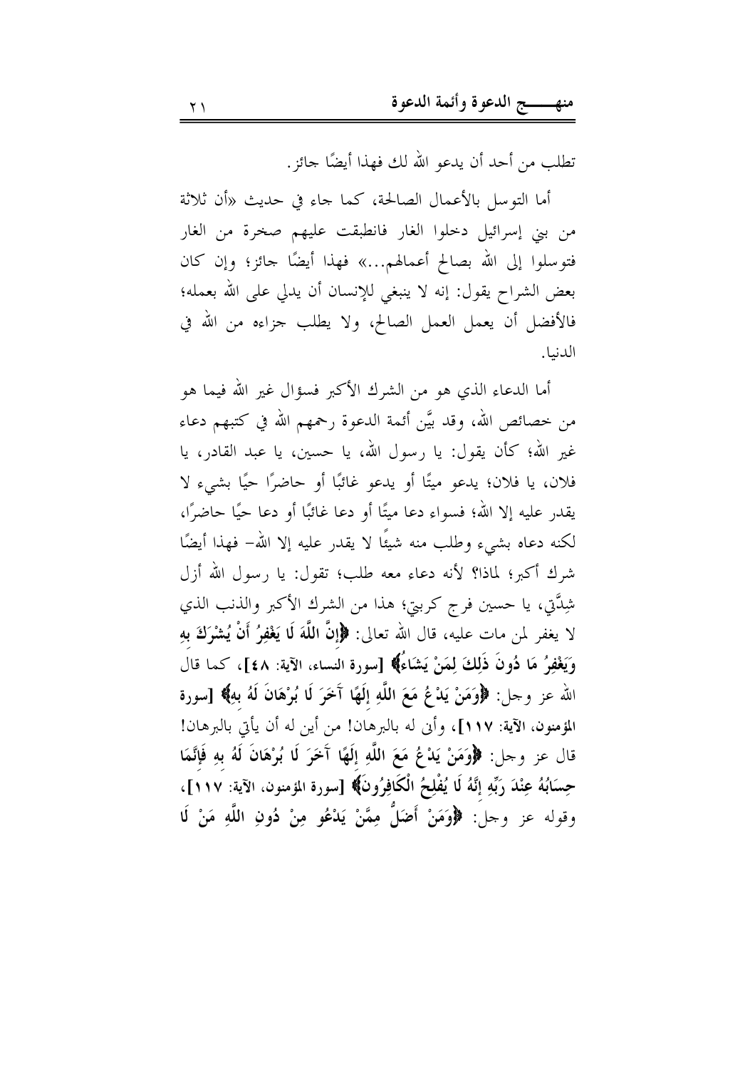تطلب من أحد أن يدعو الله لك فهذا أيضًا جائز.

أما التوسل بالأعمال الصالحة، كما جاء في حديث «أن ثلاثة من بني إسرائيل دخلوا الغار فانطبقت عليهم صخرة من الغار فتوسلوا إلى الله بصالح أعمالهم...» فهذا أيضًا جائز؛ وإن كان بعض الشراح يقول: إنه لا ينبغي للإنسان أن يدلي على الله بعمله؛ فالأفضل أن يعمل العمل الصالح، ولا يطلب جزاءه من الله في الدنيا.

أما الدعاء الذي هو من الشرك الأكبر فسؤال غير الله فيما هو من خصائص الله، وقد بيَّن أئمة الدعوة رحمهم الله في كتبهم دعاء غير الله؛ كأن يقول: يا رسول الله، يا حسين، يا عبد القادر، يا فلان، يا فلان؛ يدعو ميتًا أو يدعو غائبًا أو حاضرًا حيًا بشيء لا يقدر عليه إلا الله؛ فسواء دعا ميتًا أو دعا غائبًا أو دعا حيًا حاضرًا، لكنه دعاه بشيء وطلب منه شيئًا لا يقدر عليه إلا الله- فهذا أيضًا شرك أكبر؛ لماذا؟ لأنه دعاء معه طلب؛ تقول: يا رسول الله أزل شِدَّتي، يا حسين فرج كربتي؛ هذا من الشرك الأكبر والذنب الذي لا يغفر لمن مات عليه، قال الله تعالى: **﴿إِنَّ اللَّهَ لَا يَغْفِرُ أَنْ يُشْرَكَ بِهِ وَيَغْفِرُ مَا دُونَ ذَلِكَ لِمَنْ يَشَاءُ﴾** [سورة النساء، الآية: ٤٨]، كما قال الله عز وجل: **﴿وَمَنْ يَدْعُ مَعَ اللَّهِ إِلَهًا آَخَرَ لَا بُرْهَانَ لَهُ بِهِ﴾** [سورة **المؤمنون، الآية: ١١٧**]، وأنى له بالبرهان! من أين له أن يأتي بالبرهان! قال عز وجل: **﴿وَمَنْ يَدْعُ مَعَ اللَّهِ إِلَهًا آَخَرَ لَا بُرْهَانَ لَهُ بِهِ فَإِنَّمَا حِسَابُهُ عِنْدَ رَبِّهِ إِنَّهُ لَا يُفْلِحُ الْكَافِرُونَ﴾** [سورة المؤمنون، الآية: ١١٧]، وقوله عز وجل: **﴿وَمَنْ أَضَلُّ مِمَّنْ يَدْعُو مِنْ دُونِ اللَّهِ مَنْ لَا**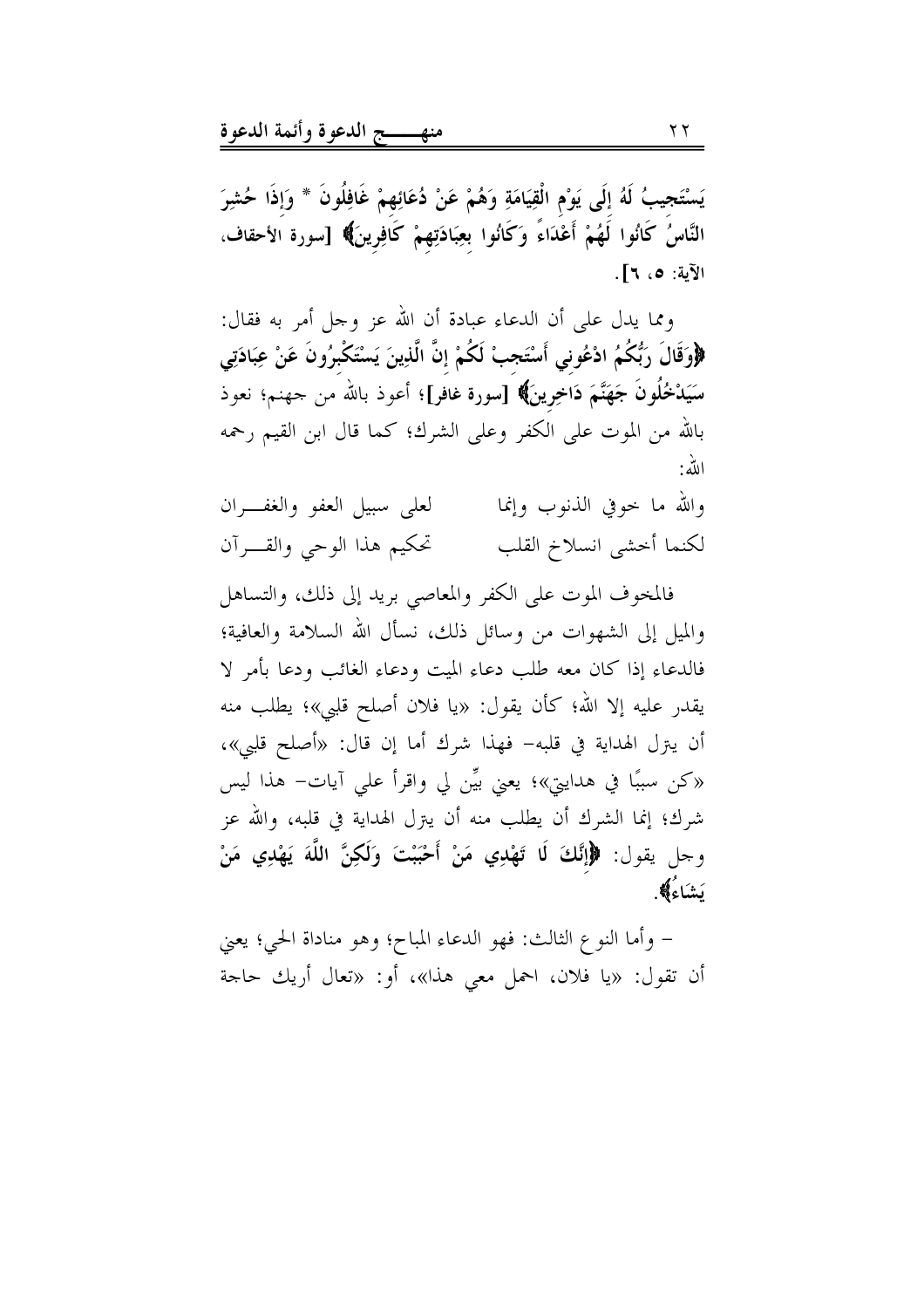يَسْتَجِيبُ لَهُ إِلَى يَوْمِ الْقِيَامَةِ وَهُمْ عَنْ دُعَائِهِمْ غَافِلُونَ * وَإِذَا حُشِرَ النَّاسُ كَانُوا لَهُمْ أَعْدَاءً وَكَانُوا بِعِبَادَتِهِمْ كَافِرِينَ﴾ [سورة الأحقاف، الآية: ٥، ٦].

ومما يدل على أن الدعاء عبادة أن الله عز وجل أمر به فقال: ﴿وَقَالَ رَبُّكُمُ ادْعُونِي أَسْتَجِبْ لَكُمْ إِنَّ الَّذِينَ يَسْتَكْبِرُونَ عَنْ عِبَادَتِي سَيَدْخُلُونَ جَهَنَّمَ دَاخِرِينَ﴾ [سورة غافر]؛ أعوذ بالله من جهنم؛ نعوذ بالله من الموت على الكفر وعلى الشرك؛ كما قال ابن القيم رحمه الله:

والله ما خوفي الذنوب وإنما لعلى سبيل العفو والغفـــران

لكنما أخشى انسلاخ القلب تحكيم هذا الوحي والقــــرآن

فالمخوف الموت على الكفر والمعاصي بريد إلى ذلك، والتساهل والميل إلى الشهوات من وسائل ذلك، نسأل الله السلامة والعافية؛ فالدعاء إذا كان معه طلب دعاء الميت ودعاء الغائب ودعا بأمر لا يقدر عليه إلا الله؛ كأن يقول: «يا فلان أصلح قلبي»؛ يطلب منه أن يترل الهداية في قلبه- فهذا شرك أما إن قال: «أصلح قلبي»، «كن سببًا في هدايتي»؛ يعني بيِّن لي واقرأ علي آيات- هذا ليس شرك؛ إنما الشرك أن يطلب منه أن يترل الهداية في قلبه، والله عز وجل يقول: ﴿إِنَّكَ لَا تَهْدِي مَنْ أَحْبَبْتَ وَلَكِنَّ اللَّهَ يَهْدِي مَنْ يَشَاءُ﴾.

- وأما النوع الثالث: فهو الدعاء المباح؛ وهو مناداة الحي؛ يعني أن تقول: «يا فلان، احمل معي هذا»، أو: «تعال أريك حاجة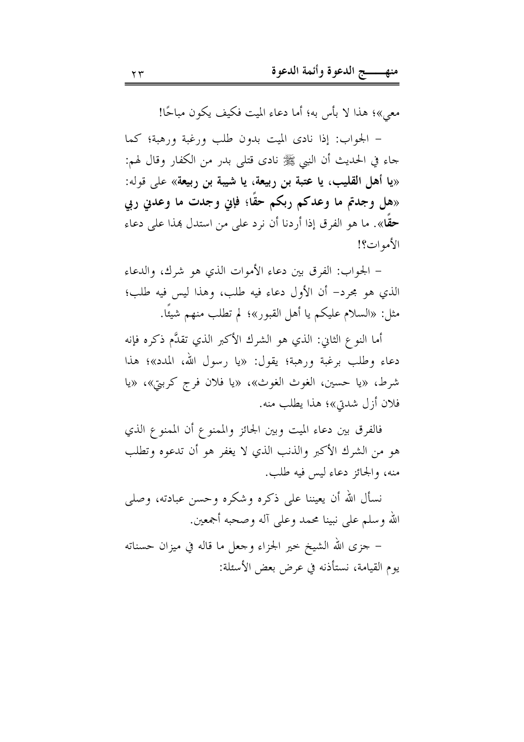معي»؛ هذا لا بأس به؛ أما دعاء الميت فكيف يكون مباحًا!

– الجواب: إذا نادى الميت بدون طلب ورغبة ورهبة؛ كما جاء في الحديث أن النبي ﷺ نادى قتلى بدر من الكفار وقال لهم: «**يا أهل القليب، يا عتبة بن ربيعة، يا شيبة بن ربيعة**» على قوله: «**هل وجدتم ما وعدكم ربكم حقًا؛ فإني وجدت ما وعدني ربي حقًا**». ما هو الفرق إذا أردنا أن نرد على من استدل بهذا على دعاء الأموات؟!

– الجواب: الفرق بين دعاء الأموات الذي هو شرك، والدعاء الذي هو مجرد- أن الأول دعاء فيه طلب، وهذا ليس فيه طلب؛ مثل: «السلام عليكم يا أهل القبور»؛ لم تطلب منهم شيئًا.

أما النوع الثاني: الذي هو الشرك الأكبر الذي تقدَّم ذكره فإنه دعاء وطلب برغبة ورهبة؛ يقول: «يا رسول الله، المدد»؛ هذا شرط، «يا حسين، الغوث الغوث»، «يا فلان فرج كربتي»، «يا فلان أزل شدتي»؛ هذا يطلب منه.

فالفرق بين دعاء الميت وبين الجائز والممنوع أن الممنوع الذي هو من الشرك الأكبر والذنب الذي لا يغفر هو أن تدعوه وتطلب منه، والجائز دعاء ليس فيه طلب.

نسأل الله أن يعيننا على ذكره وشكره وحسن عبادته، وصلى الله وسلم على نبينا محمد وعلى آله وصحبه أجمعين.

– جزى الله الشيخ خير الجزاء وجعل ما قاله في ميزان حسناته يوم القيامة، نستأذنه في عرض بعض الأسئلة: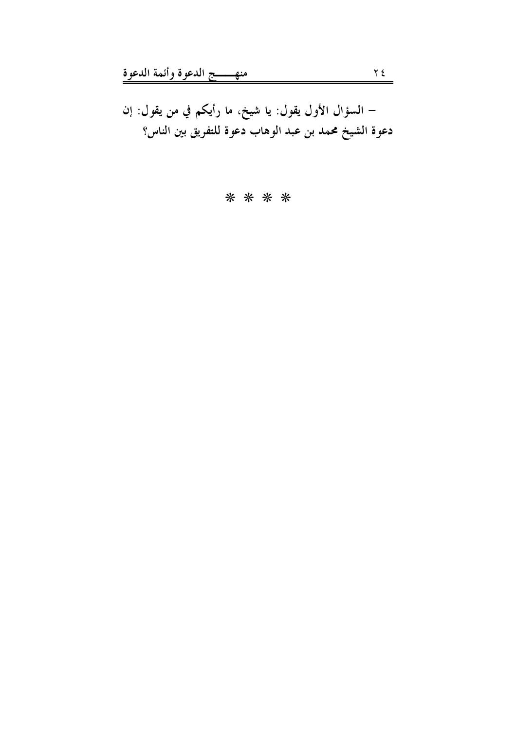- السؤال الأول يقول: يا شيخ، ما رأيكم في من يقول: إن دعوة الشيخ محمد بن عبد الوهاب دعوة للتفريق بين الناس؟

* * * *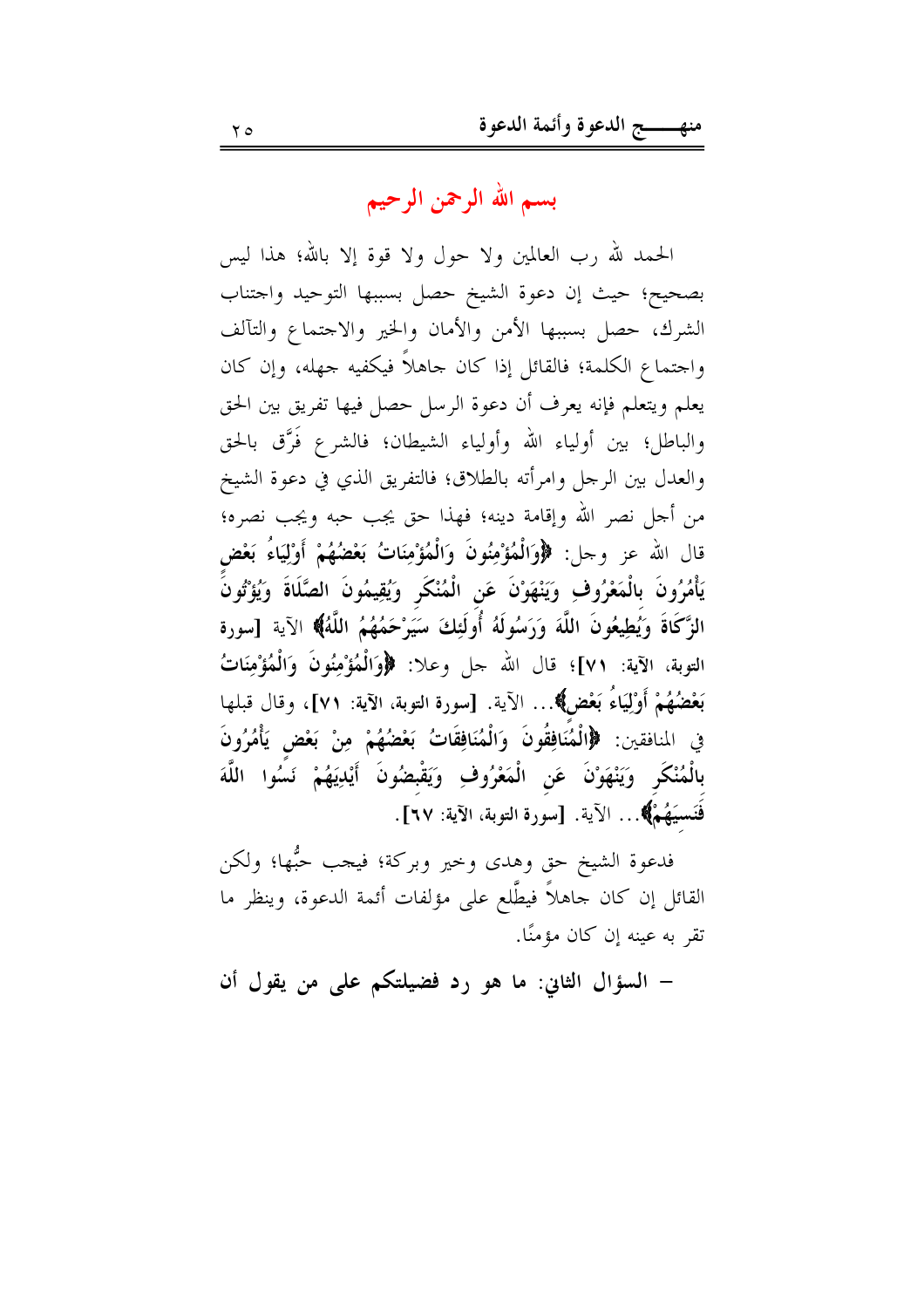## بسم الله الرحمن الرحيم

الحمد لله رب العالمين ولا حول ولا قوة إلا بالله؛ هذا ليس بصحيح؛ حيث إن دعوة الشيخ حصل بسببها التوحيد واجتناب الشرك، حصل بسببها الأمن والأمان والخير والاجتماع والتآلف واجتماع الكلمة؛ فالقائل إذا كان جاهلاً فيكفيه جهله، وإن كان يعلم ويتعلم فإنه يعرف أن دعوة الرسل حصل فيها تفريق بين الحق والباطل؛ بين أولياء الله وأولياء الشيطان؛ فالشرع فَرَّق بالحق والعدل بين الرجل وامرأته بالطلاق؛ فالتفريق الذي في دعوة الشيخ من أجل نصر الله وإقامة دينه؛ فهذا حق يجب حبه ويجب نصره؛ قال الله عز وجل: **﴿وَالْمُؤْمِنُونَ وَالْمُؤْمِنَاتُ بَعْضُهُمْ أَوْلِيَاءُ بَعْضٍ يَأْمُرُونَ بِالْمَعْرُوفِ وَيَنْهَوْنَ عَنِ الْمُنْكَرِ وَيُقِيمُونَ الصَّلَاةَ وَيُؤْتُونَ الزَّكَاةَ وَيُطِيعُونَ اللَّهَ وَرَسُولَهُ أُولَئِكَ سَيَرْحَمُهُمُ اللَّهُ﴾** الآية [سورة التوبة، الآية: ٧١]؛ قال الله جل وعلا: **﴿وَالْمُؤْمِنُونَ وَالْمُؤْمِنَاتُ بَعْضُهُمْ أَوْلِيَاءُ بَعْضٍ﴾**... الآية. [سورة التوبة، الآية: ٧١]، وقال قبلها في المنافقين: **﴿الْمُنَافِقُونَ وَالْمُنَافِقَاتُ بَعْضُهُمْ مِنْ بَعْضٍ يَأْمُرُونَ بِالْمُنْكَرِ وَيَنْهَوْنَ عَنِ الْمَعْرُوفِ وَيَقْبِضُونَ أَيْدِيَهُمْ نَسُوا اللَّهَ فَنَسِيَهُمْ﴾**... الآية. [سورة التوبة، الآية: ٦٧].

فدعوة الشيخ حق وهدى وخير وبركة؛ فيجب حبُّها؛ ولكن القائل إن كان جاهلاً فيطَّلع على مؤلفات أئمة الدعوة، وينظر ما تقر به عينه إن كان مؤمنًا.

**– السؤال الثاني: ما هو رد فضيلتكم على من يقول أن**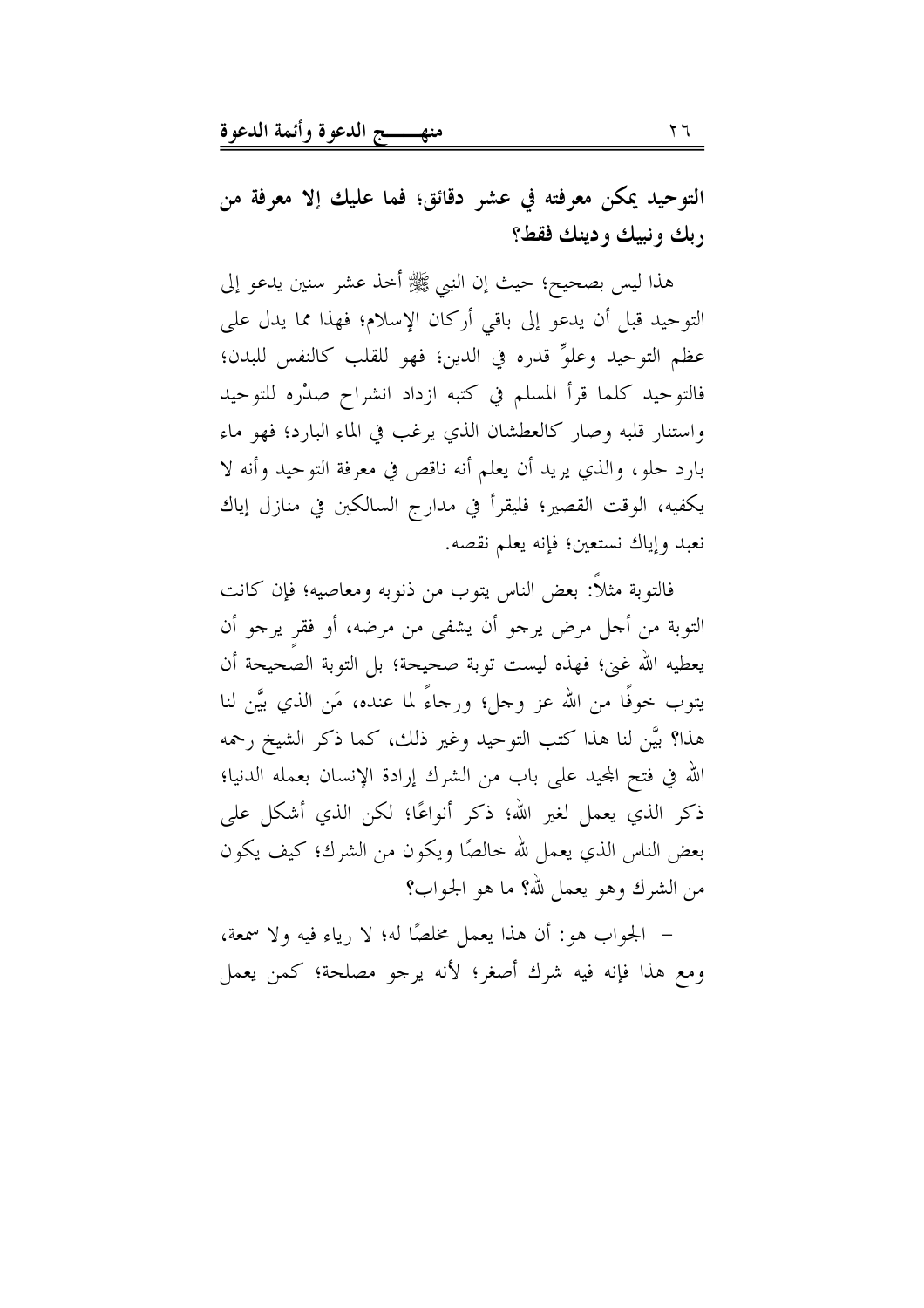**التوحيد يمكن معرفته في عشر دقائق؛ فما عليك إلا معرفة من ربك ونبيك ودينك فقط؟**

هذا ليس بصحيح؛ حيث إن النبي ﷺ أخذ عشر سنين يدعو إلى التوحيد قبل أن يدعو إلى باقي أركان الإسلام؛ فهذا مما يدل على عظم التوحيد وعلوِّ قدره في الدين؛ فهو للقلب كالنفس للبدن؛ فالتوحيد كلما قرأ المسلم في كتبه ازداد انشراح صدْره للتوحيد واستنار قلبه وصار كالعطشان الذي يرغب في الماء البارد؛ فهو ماء بارد حلو، والذي يريد أن يعلم أنه ناقص في معرفة التوحيد وأنه لا يكفيه، الوقت القصير؛ فليقرأ في مدارج السالكين في منازل إياك نعبد وإياك نستعين؛ فإنه يعلم نقصه.

فالتوبة مثلاً: بعض الناس يتوب من ذنوبه ومعاصيه؛ فإن كانت التوبة من أجل مرض يرجو أن يشفى من مرضه، أو فقرٍ يرجو أن يعطيه الله غنى؛ فهذه ليست توبة صحيحة؛ بل التوبة الصحيحة أن يتوب خوفًا من الله عز وجل؛ ورجاءً لما عنده، مَن الذي بيَّن لنا هذا؟ بيَّن لنا هذا كتب التوحيد وغير ذلك، كما ذكر الشيخ رحمه الله في فتح المجيد على باب من الشرك إرادة الإنسان بعمله الدنيا؛ ذكر الذي يعمل لغير الله؛ ذكر أنواعًا؛ لكن الذي أشكل على بعض الناس الذي يعمل لله خالصًا ويكون من الشرك؛ كيف يكون من الشرك وهو يعمل لله؟ ما هو الجواب؟

– الجواب هو: أن هذا يعمل مخلصًا له؛ لا رياء فيه ولا سمعة، ومع هذا فإنه فيه شرك أصغر؛ لأنه يرجو مصلحة؛ كمن يعمل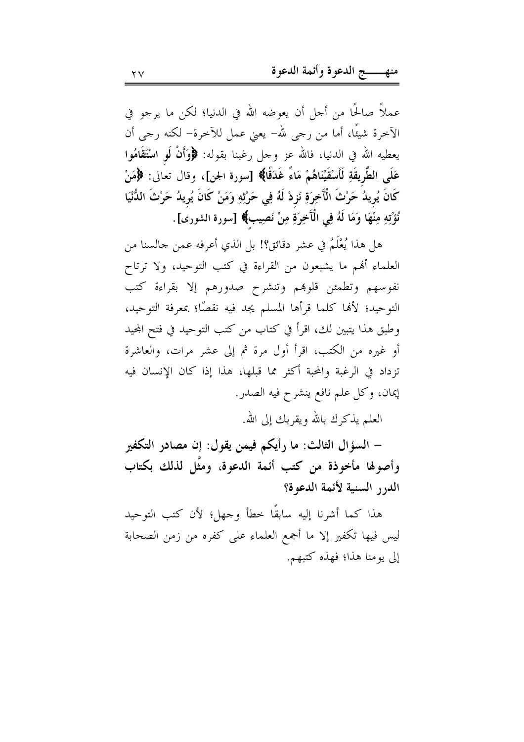عملاً صالحًا من أجل أن يعوضه الله في الدنيا؛ لكن ما يرجو في الآخرة شيئًا، أما من رجى لله- يعني عمل للآخرة- لكنه رجى أن يعطيه الله في الدنيا، فالله عز وجل رغبنا بقوله: **﴿وَأَنْ لَوِ اسْتَقَامُوا عَلَى الطَّرِيقَةِ لَأَسْقَيْنَاهُمْ مَاءً غَدَقًا﴾** [سورة الجن]، وقال تعالى: **﴿مَنْ كَانَ يُرِيدُ حَرْثَ الْآخِرَةِ نَزِدْ لَهُ فِي حَرْثِهِ وَمَنْ كَانَ يُرِيدُ حَرْثَ الدُّنْيَا نُؤْتِهِ مِنْهَا وَمَا لَهُ فِي الْآخِرَةِ مِنْ نَصِيبٍ﴾** [سورة الشورى].

هل هذا يُعْلَمُ في عشر دقائق؟! بل الذي أعرفه عمن جالسنا من العلماء أهم ما يشبعون من القراءة في كتب التوحيد، ولا ترتاح نفوسهم وتطمئن قلوبهم وتنشرح صدورهم إلا بقراءة كتب التوحيد؛ لأنها كلما قرأها المسلم يجد فيه نقصًا؛ بمعرفة التوحيد، وطبق هذا يتبين لك، اقرأ في كتاب من كتب التوحيد في فتح المجيد أو غيره من الكتب، اقرأ أول مرة ثم إلى عشر مرات، والعاشرة تزداد في الرغبة والمحبة أكثر مما قبلها، هذا إذا كان الإنسان فيه إيمان، وكل علم نافع ينشرح فيه الصدر.

العلم يذكرك بالله ويقربك إلى الله.

**- السؤال الثالث: ما رأيكم فيمن يقول: إن مصادر التكفير وأصولها مأخوذة من كتب أئمة الدعوة، ومثَّل لذلك بكتاب الدرر السنية لأئمة الدعوة؟**

هذا كما أشرنا إليه سابقًا خطأ وجهل؛ لأن كتب التوحيد ليس فيها تكفير إلا ما أجمع العلماء على كفره من زمن الصحابة إلى يومنا هذا؛ فهذه كتبهم.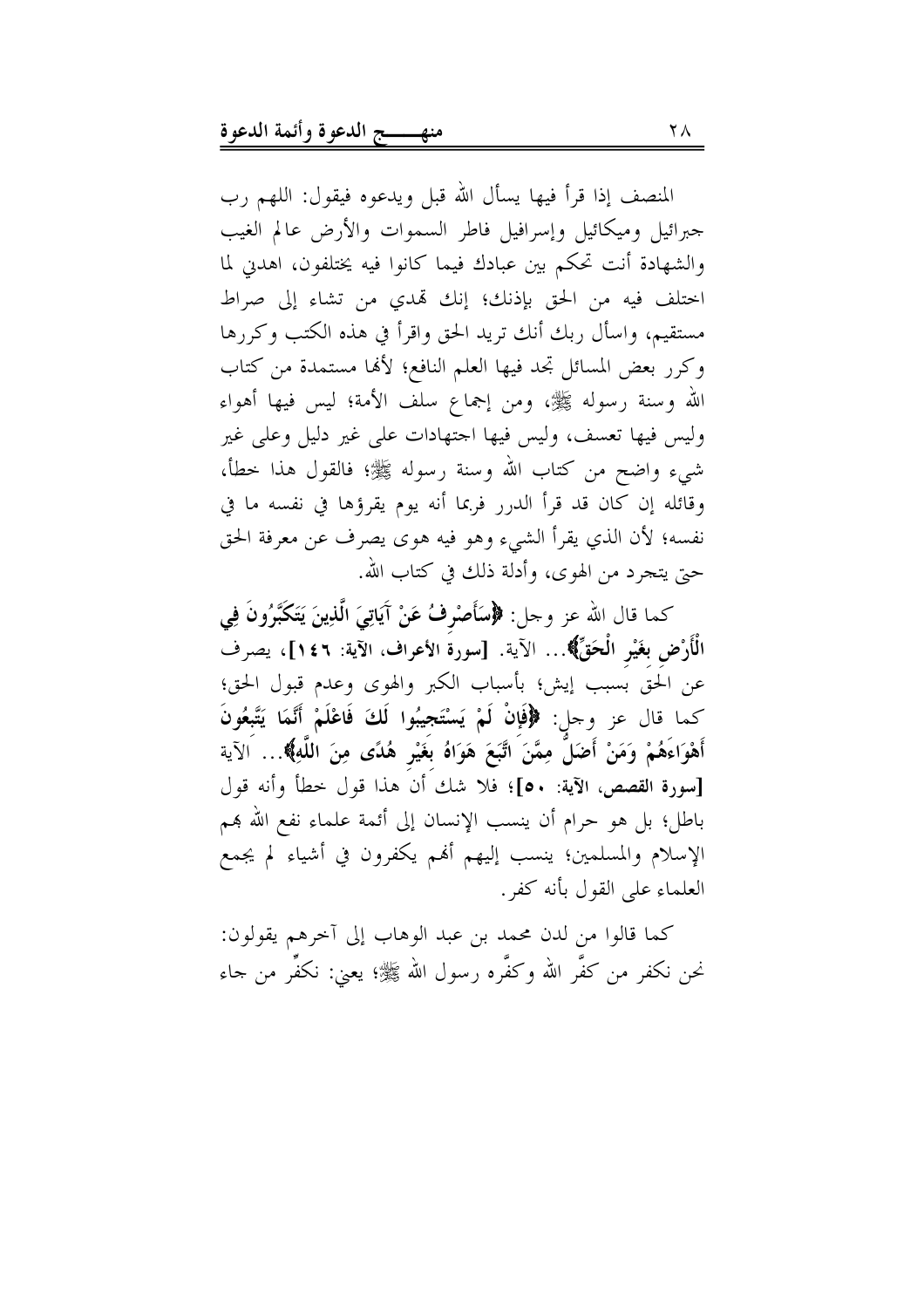المنصف إذا قرأ فيها يسأل الله قبل ويدعوه فيقول: اللهم رب جبرائيل وميكائيل وإسرافيل فاطر السموات والأرض عالم الغيب والشهادة أنت تحكم بين عبادك فيما كانوا فيه يختلفون، اهدني لما اختلف فيه من الحق بإذنك؛ إنك تهدي من تشاء إلى صراط مستقيم، واسأل ربك أنك تريد الحق واقرأ في هذه الكتب وكررها وكرر بعض المسائل تجد فيها العلم النافع؛ لأنها مستمدة من كتاب الله وسنة رسوله ﷺ، ومن إجماع سلف الأمة؛ ليس فيها أهواء وليس فيها تعسف، وليس فيها اجتهادات على غير دليل وعلى غير شيء واضح من كتاب الله وسنة رسوله ﷺ؛ فالقول هذا خطأ، وقائله إن كان قد قرأ الدرر فربما أنه يوم يقرؤها في نفسه ما في نفسه؛ لأن الذي يقرأ الشيء وهو فيه هوى يصرف عن معرفة الحق حتى يتجرد من الهوى، وأدلة ذلك في كتاب الله.

كما قال الله عز وجل: **﴿سَأَصْرِفُ عَنْ آيَاتِيَ الَّذِينَ يَتَكَبَّرُونَ فِي الْأَرْضِ بِغَيْرِ الْحَقِّ﴾**... الآية. **[سورة الأعراف، الآية: ١٤٦]**، يصرف عن الحق بسبب إيش؛ بأسباب الكبر والهوى وعدم قبول الحق؛ كما قال عز وجل: **﴿فَإِنْ لَمْ يَسْتَجِيبُوا لَكَ فَاعْلَمْ أَنَّمَا يَتَّبِعُونَ أَهْوَاءَهُمْ وَمَنْ أَضَلُّ مِمَّنِ اتَّبَعَ هَوَاهُ بِغَيْرِ هُدًى مِنَ اللَّهِ﴾**... الآية **[سورة القصص، الآية: ٥٠]**؛ فلا شك أن هذا قول خطأ وأنه قول باطل؛ بل هو حرام أن ينسب الإنسان إلى أئمة علماء نفع الله بهم الإسلام والمسلمين؛ ينسب إليهم أنهم يكفرون في أشياء لم يجمع العلماء على القول بأنه كفر.

كما قالوا من لدن محمد بن عبد الوهاب إلى آخرهم يقولون: نحن نكفر من كفَّر الله وكفَّره رسول الله ﷺ؛ يعني: نكفِّر من جاء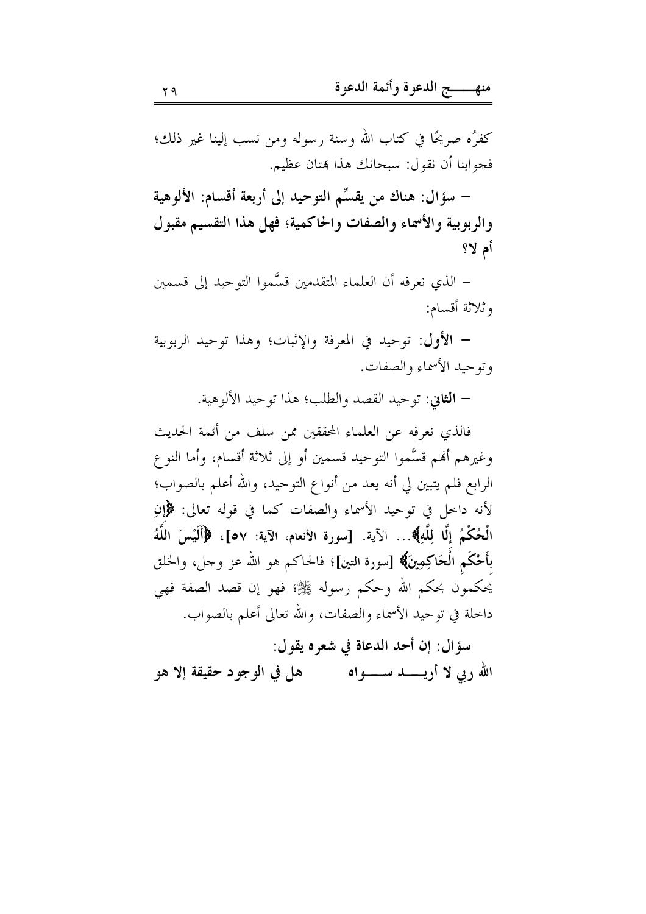كفرُه صريحًا في كتاب الله وسنة رسوله ومن نسب إلينا غير ذلك؛ فجوابنا أن نقول: سبحانك هذا بهتان عظيم.

– **سؤال: هناك من يقسِّم التوحيد إلى أربعة أقسام: الألوهية والربوبية والأسماء والصفات والحاكمية؛ فهل هذا التقسيم مقبول أم لا؟**

– الذي نعرفه أن العلماء المتقدمين قسَّموا التوحيد إلى قسمين وثلاثة أقسام:

– **الأول**: توحيد في المعرفة والإثبات؛ وهذا توحيد الربوبية وتوحيد الأسماء والصفات.

– **الثاني**: توحيد القصد والطلب؛ هذا توحيد الألوهية.

فالذي نعرفه عن العلماء المحققين ممن سلف من أئمة الحديث وغيرهم أنهم قسَّموا التوحيد قسمين أو إلى ثلاثة أقسام، وأما النوع الرابع فلم يتبين لي أنه يعد من أنواع التوحيد، والله أعلم بالصواب؛ لأنه داخل في توحيد الأسماء والصفات كما في قوله تعالى: ﴿**إِنِ الْحُكْمُ إِلَّا لِلَّهِ**﴾... الآية. [**سورة الأنعام، الآية: ٥٧**]، ﴿**أَلَيْسَ اللَّهُ بِأَحْكَمِ الْحَاكِمِينَ**﴾ [**سورة التين**]؛ فالحاكم هو الله عز وجل، والخلق يحكمون بحكم الله وحكم رسوله ﷺ؛ فهو إن قصد الصفة فهي داخلة في توحيد الأسماء والصفات، والله تعالى أعلم بالصواب.

**سؤال: إن أحد الدعاة في شعره يقول:**

**الله ربي لا أريـــد ســـواه هل في الوجود حقيقة إلا هو**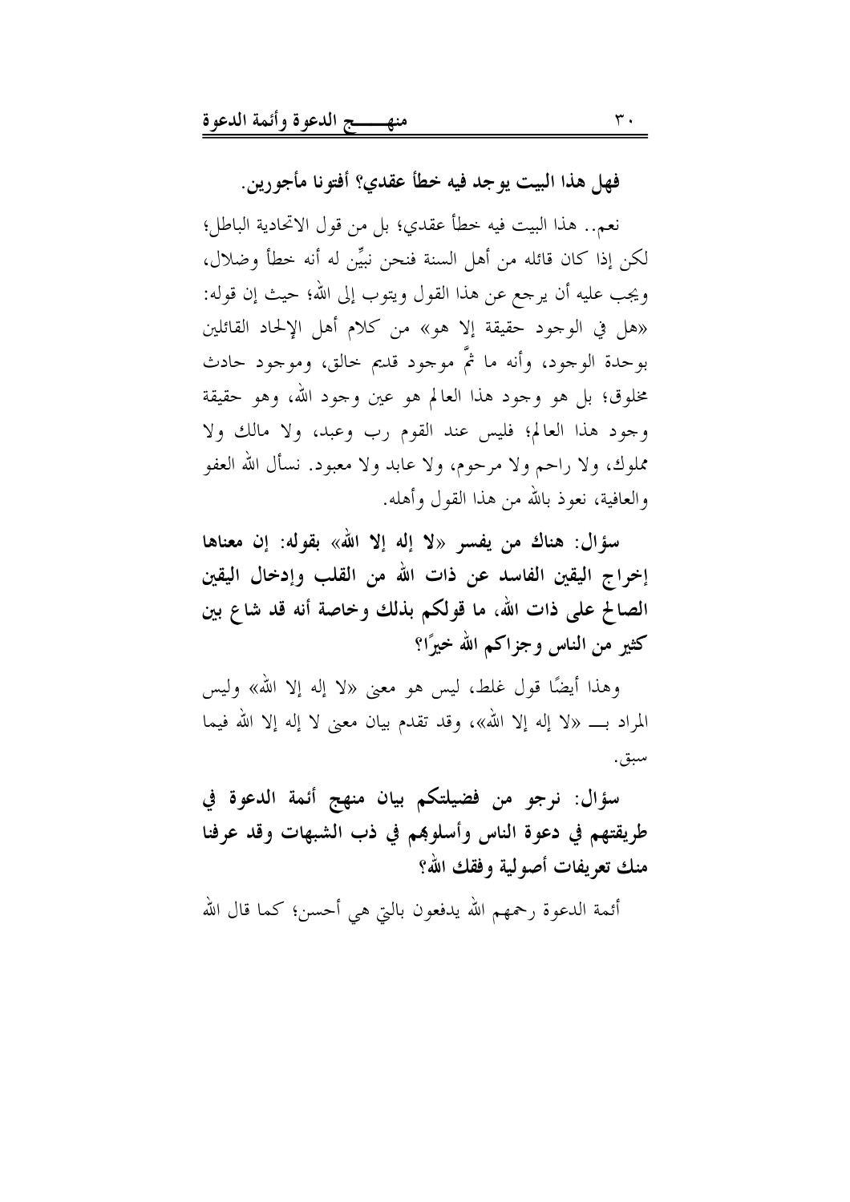**فهل هذا البيت يوجد فيه خطأ عقدي؟ أفتونا مأجورين.**

نعم.. هذا البيت فيه خطأ عقدي؛ بل من قول الاتحادية الباطل؛ لكن إذا كان قائله من أهل السنة فنحن نبيِّن له أنه خطأ وضلال، ويجب عليه أن يرجع عن هذا القول ويتوب إلى الله؛ حيث إن قوله: «هل في الوجود حقيقة إلا هو» من كلام أهل الإلحاد القائلين بوحدة الوجود، وأنه ما ثمَّ موجود قديم خالق، وموجود حادث مخلوق؛ بل هو وجود هذا العالم هو عين وجود الله، وهو حقيقة وجود هذا العالم؛ فليس عند القوم رب وعبد، ولا مالك ولا مملوك، ولا راحم ولا مرحوم، ولا عابد ولا معبود. نسأل الله العفو والعافية، نعوذ بالله من هذا القول وأهله.

**سؤال: هناك من يفسر «لا إله إلا الله» بقوله: إن معناها إخراج اليقين الفاسد عن ذات الله من القلب وإدخال اليقين الصالح على ذات الله، ما قولكم بذلك وخاصة أنه قد شاع بين كثير من الناس وجزاكم الله خيرًا؟**

وهذا أيضًا قول غلط، ليس هو معنى «لا إله إلا الله» وليس المراد بـــ «لا إله إلا الله»، وقد تقدم بيان معنى لا إله إلا الله فيما سبق.

**سؤال: نرجو من فضيلتكم بيان منهج أئمة الدعوة في طريقتهم في دعوة الناس وأسلوبهم في ذب الشبهات وقد عرفنا منك تعريفات أصولية وفقك الله؟**

أئمة الدعوة رحمهم الله يدفعون بالتي هي أحسن؛ كما قال الله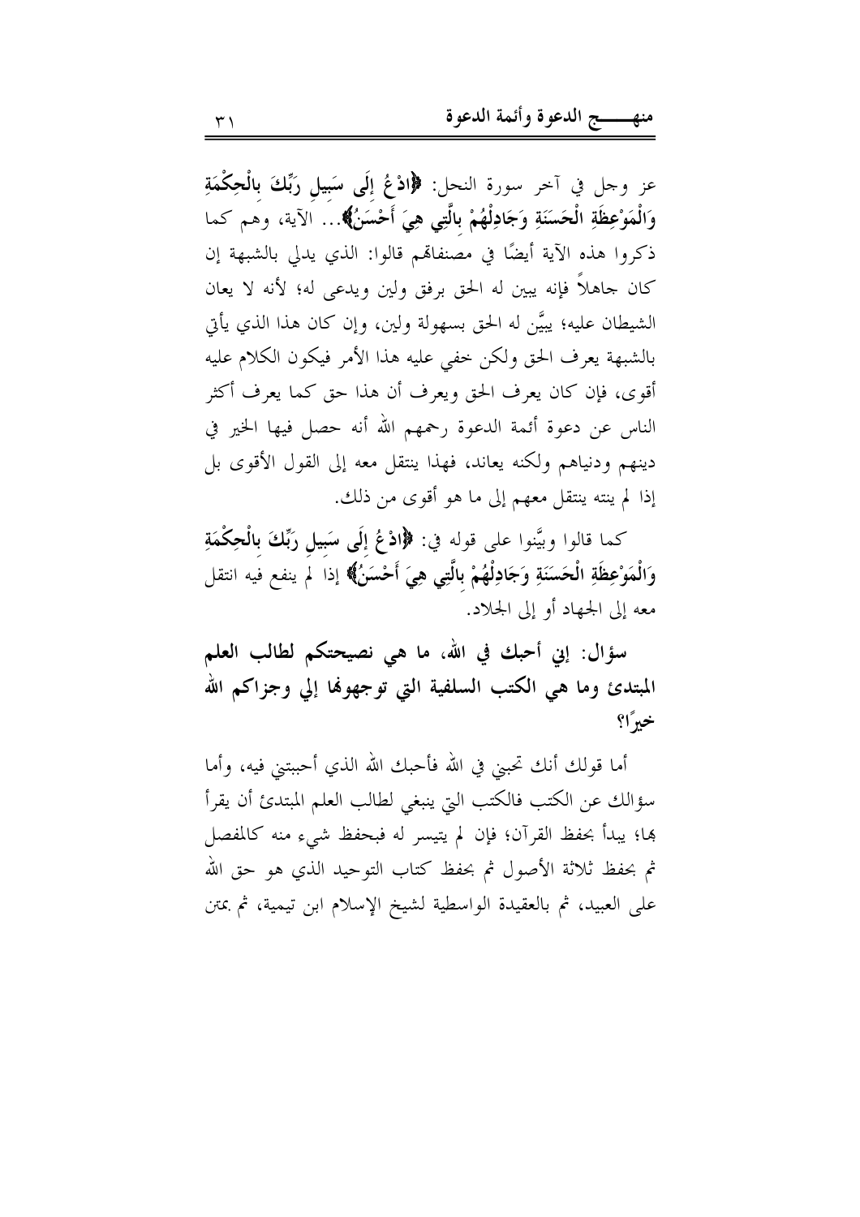عز وجل في آخر سورة النحل: ﴿**ادْعُ إِلَى سَبِيلِ رَبِّكَ بِالْحِكْمَةِ وَالْمَوْعِظَةِ الْحَسَنَةِ وَجَادِلْهُمْ بِالَّتِي هِيَ أَحْسَنُ**﴾... الآية، وهم كما ذكروا هذه الآية أيضًا في مصنفاتهم قالوا: الذي يدلي بالشبهة إن كان جاهلاً فإنه يبين له الحق برفق ولين ويدعى له؛ لأنه لا يعان الشيطان عليه؛ يبيَّن له الحق بسهولة ولين، وإن كان هذا الذي يأتي بالشبهة يعرف الحق ولكن خفي عليه هذا الأمر فيكون الكلام عليه أقوى، فإن كان يعرف الحق ويعرف أن هذا حق كما يعرف أكثر الناس عن دعوة أئمة الدعوة رحمهم الله أنه حصل فيها الخير في دينهم ودنياهم ولكنه يعاند، فهذا ينتقل معه إلى القول الأقوى بل إذا لم ينته ينتقل معهم إلى ما هو أقوى من ذلك.

كما قالوا وبيَّنوا على قوله في: ﴿**ادْعُ إِلَى سَبِيلِ رَبِّكَ بِالْحِكْمَةِ وَالْمَوْعِظَةِ الْحَسَنَةِ وَجَادِلْهُمْ بِالَّتِي هِيَ أَحْسَنُ**﴾ إذا لم ينفع فيه انتقل معه إلى الجهاد أو إلى الجلاد.

**سؤال: إني أحبك في الله، ما هي نصيحتكم لطالب العلم المبتدئ وما هي الكتب السلفية التي توجهونها إلي وجزاكم الله خيرًا؟**

أما قولك أنك تحبني في الله فأحبك الله الذي أحببتني فيه، وأما سؤالك عن الكتب فالكتب التي ينبغي لطالب العلم المبتدئ أن يقرأ بها؛ يبدأ بحفظ القرآن؛ فإن لم يتيسر له فبحفظ شيء منه كالمفصل ثم بحفظ ثلاثة الأصول ثم بحفظ كتاب التوحيد الذي هو حق الله على العبيد، ثم بالعقيدة الواسطية لشيخ الإسلام ابن تيمية، ثم بمتن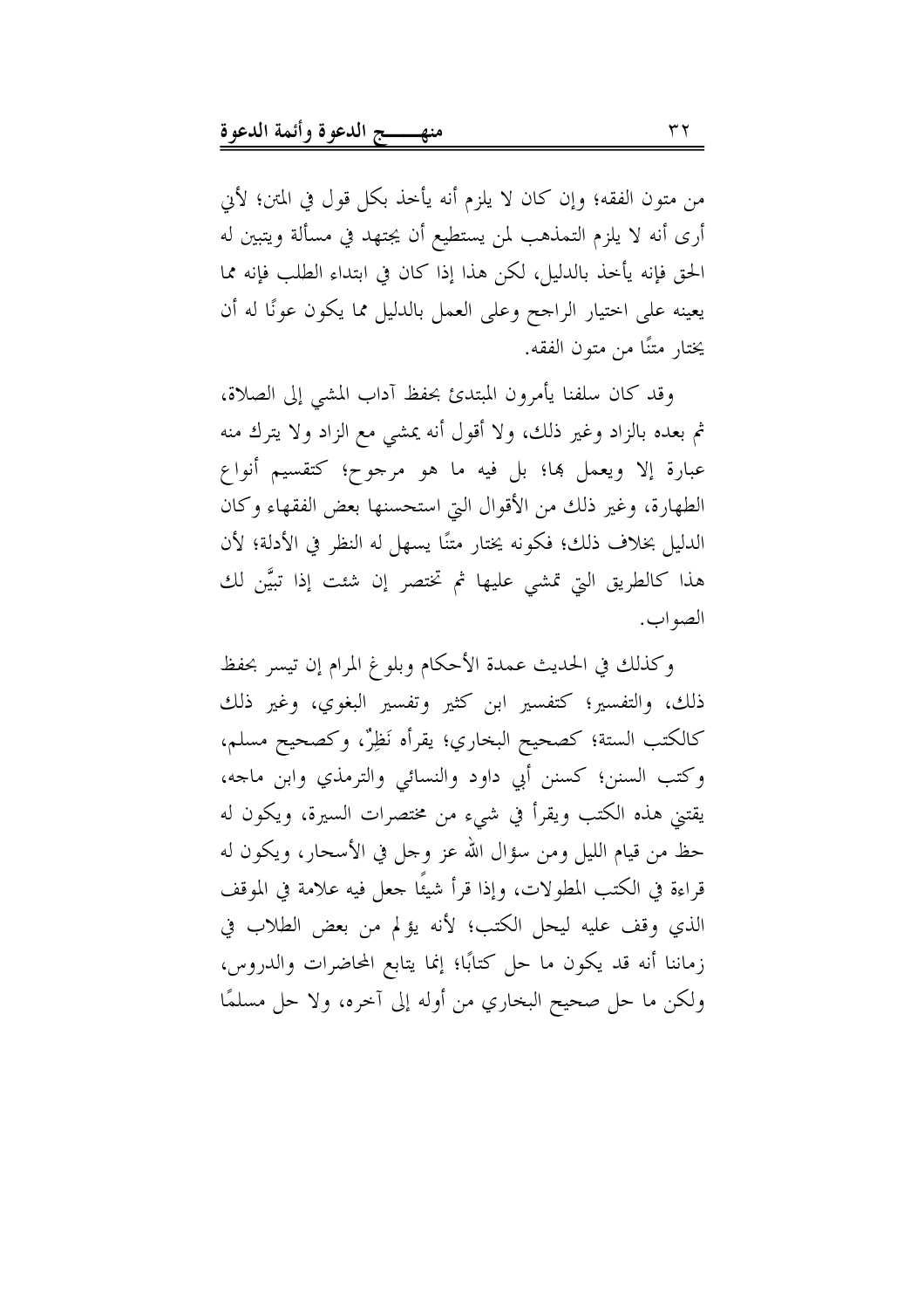من متون الفقه؛ وإن كان لا يلزم أنه يأخذ بكل قول في المتن؛ لأني أرى أنه لا يلزم التمذهب لمن يستطيع أن يجتهد في مسألة ويتبين له الحق فإنه يأخذ بالدليل، لكن هذا إذا كان في ابتداء الطلب فإنه مما يعينه على اختيار الراجح وعلى العمل بالدليل مما يكون عونًا له أن يختار متنًا من متون الفقه.

وقد كان سلفنا يأمرون المبتدئ بحفظ آداب المشي إلى الصلاة، ثم بعده بالزاد وغير ذلك، ولا أقول أنه يمشي مع الزاد ولا يترك منه عبارة إلا ويعمل بها؛ بل فيه ما هو مرجوح؛ كتقسيم أنواع الطهارة، وغير ذلك من الأقوال التي استحسنها بعض الفقهاء وكان الدليل بخلاف ذلك؛ فكونه يختار متنًا يسهل له النظر في الأدلة؛ لأن هذا كالطريق التي تمشي عليها ثم تختصر إن شئت إذا تبيَّن لك الصواب.

وكذلك في الحديث عمدة الأحكام وبلوغ المرام إن تيسر بحفظ ذلك، والتفسير؛ كتفسير ابن كثير وتفسير البغوي، وغير ذلك كالكتب الستة؛ كصحيح البخاري؛ يقرأه نَظِرٌ، وكصحيح مسلم، وكتب السنن؛ كسنن أبي داود والنسائي والترمذي وابن ماجه، يقتني هذه الكتب ويقرأ في شيء من مختصرات السيرة، ويكون له حظ من قيام الليل ومن سؤال الله عز وجل في الأسحار، ويكون له قراءة في الكتب المطولات، وإذا قرأ شيئًا جعل فيه علامة في الموقف الذي وقف عليه ليحل الكتب؛ لأنه يؤلم من بعض الطلاب في زماننا أنه قد يكون ما حل كتابًا؛ إنما يتابع المحاضرات والدروس، ولكن ما حل صحيح البخاري من أوله إلى آخره، ولا حل مسلمًا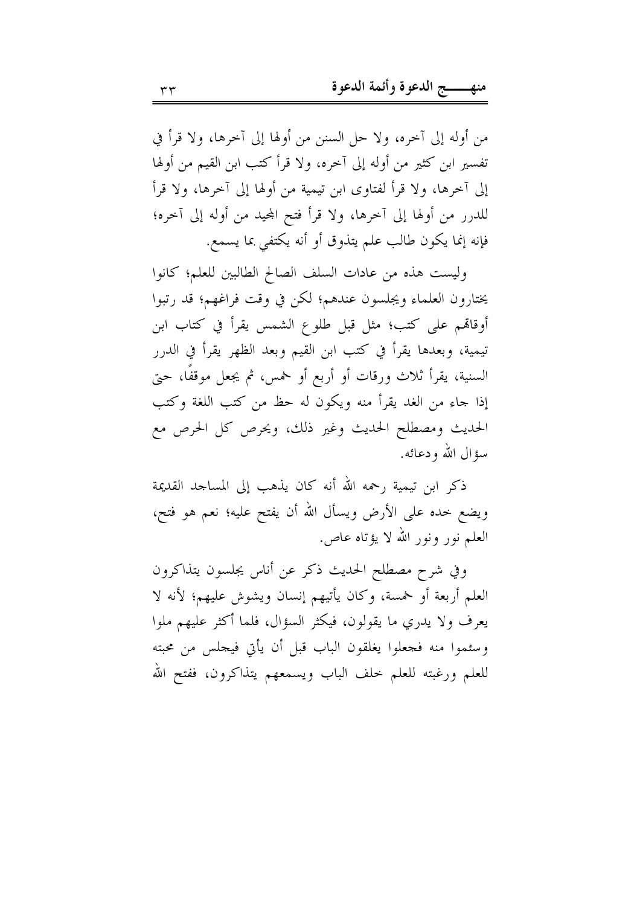من أوله إلى آخره، ولا حل السنن من أولها إلى آخرها، ولا قرأ في تفسير ابن كثير من أوله إلى آخره، ولا قرأ كتب ابن القيم من أولها إلى آخرها، ولا قرأ لفتاوى ابن تيمية من أولها إلى آخرها، ولا قرأ للدرر من أولها إلى آخرها، ولا قرأ فتح المجيد من أوله إلى آخره؛ فإنه إنما يكون طالب علم يتذوق أو أنه يكتفي بما يسمع.

وليست هذه من عادات السلف الصالح الطالبين للعلم؛ كانوا يختارون العلماء ويجلسون عندهم؛ لكن في وقت فراغهم؛ قد رتبوا أوقاتهم على كتب؛ مثل قبل طلوع الشمس يقرأ في كتاب ابن تيمية، وبعدها يقرأ في كتب ابن القيم وبعد الظهر يقرأ في الدرر السنية، يقرأ ثلاث ورقات أو أربع أو خمس، ثم يجعل موقفًا، حتى إذا جاء من الغد يقرأ منه ويكون له حظ من كتب اللغة وكتب الحديث ومصطلح الحديث وغير ذلك، ويحرص كل الحرص مع سؤال الله ودعائه.

ذكر ابن تيمية رحمه الله أنه كان يذهب إلى المساجد القديمة ويضع خده على الأرض ويسأل الله أن يفتح عليه؛ نعم هو فتح، العلم نور ونور الله لا يؤتاه عاص.

وفي شرح مصطلح الحديث ذكر عن أناس يجلسون يتذاكرون العلم أربعة أو خمسة، وكان يأتيهم إنسان ويشوش عليهم؛ لأنه لا يعرف ولا يدري ما يقولون، فيكثر السؤال، فلما أكثر عليهم ملوا وسئموا منه فجعلوا يغلقون الباب قبل أن يأتي فيجلس من محبته للعلم ورغبته للعلم خلف الباب ويسمعهم يتذاكرون، ففتح الله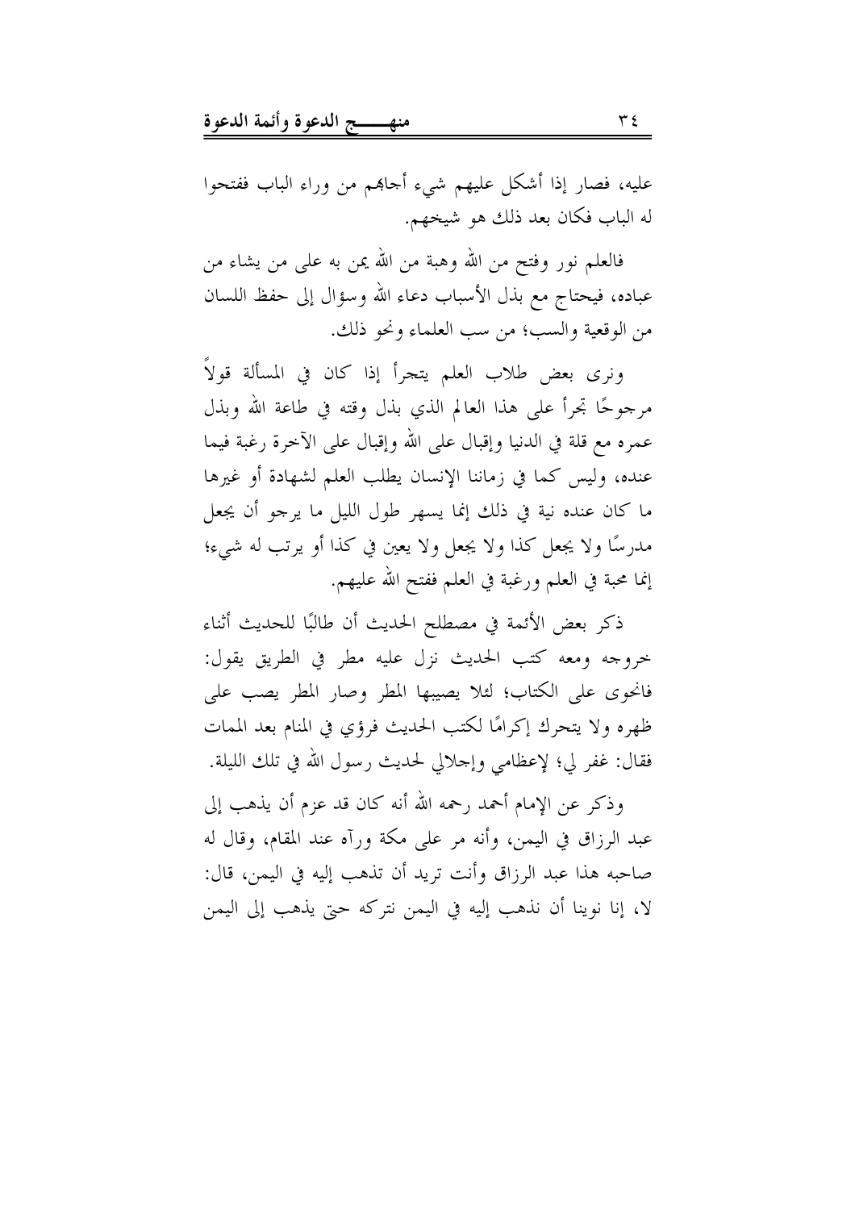عليه، فصار إذا أشكل عليهم شيء أجابهم من وراء الباب ففتحوا له الباب فكان بعد ذلك هو شيخهم.

فالعلم نور وفتح من الله وهبة من الله يمن به على من يشاء من عباده، فيحتاج مع بذل الأسباب دعاء الله وسؤال إلى حفظ اللسان من الوقعية والسب؛ من سب العلماء ونحو ذلك.

ونرى بعض طلاب العلم يتجرأ إذا كان في المسألة قولاً مرجوحًا تجرأ على هذا العالم الذي بذل وقته في طاعة الله وبذل عمره مع قلة في الدنيا وإقبال على الله وإقبال على الآخرة رغبة فيما عنده، وليس كما في زماننا الإنسان يطلب العلم لشهادة أو غيرها ما كان عنده نية في ذلك إنما يسهر طول الليل ما يرجو أن يجعل مدرسًا ولا يجعل كذا ولا يجعل ولا يعين في كذا أو يرتب له شيء؛ إنما محبة في العلم ورغبة في العلم ففتح الله عليهم.

ذكر بعض الأئمة في مصطلح الحديث أن طالبًا للحديث أثناء خروجه ومعه كتب الحديث نزل عليه مطر في الطريق يقول: فانحوى على الكتاب؛ لئلا يصيبها المطر وصار المطر يصب على ظهره ولا يتحرك إكرامًا لكتب الحديث فرؤي في المنام بعد الممات فقال: غفر لي؛ لإعظامي وإجلالي لحديث رسول الله في تلك الليلة.

وذكر عن الإمام أحمد رحمه الله أنه كان قد عزم أن يذهب إلى عبد الرزاق في اليمن، وأنه مر على مكة ورآه عند المقام، وقال له صاحبه هذا عبد الرزاق وأنت تريد أن تذهب إليه في اليمن، قال: لا، إنا نوينا أن نذهب إليه في اليمن نتركه حتى يذهب إلى اليمن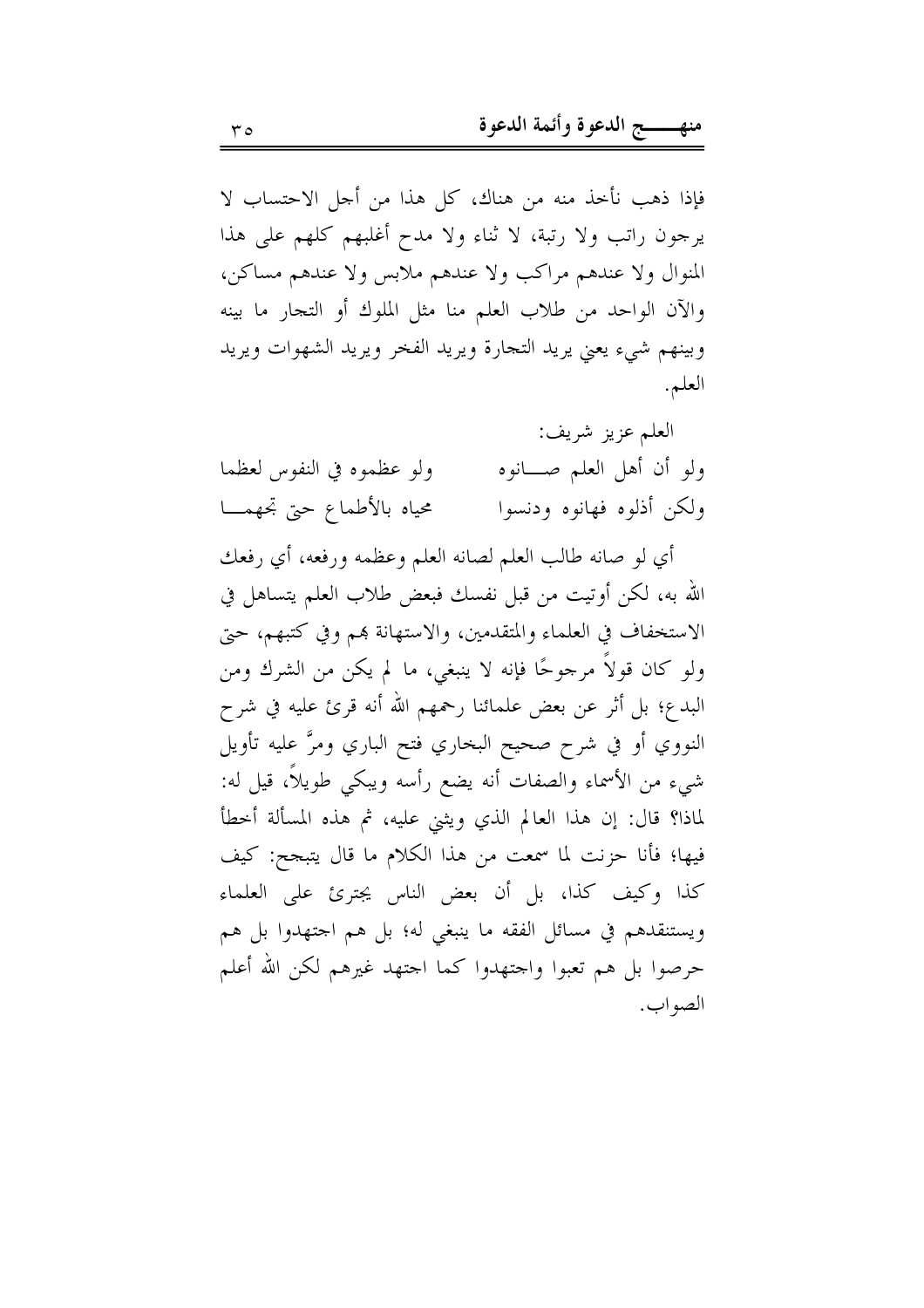فإذا ذهب نأخذ منه من هناك، كل هذا من أجل الاحتساب لا يرجون راتب ولا رتبة، لا ثناء ولا مدح أغلبهم كلهم على هذا المنوال ولا عندهم مراكب ولا عندهم ملابس ولا عندهم مساكن، والآن الواحد من طلاب العلم منا مثل الملوك أو التجار ما بينه وبينهم شيء يعني يريد التجارة ويريد الفخر ويريد الشهوات ويريد العلم.

العلم عزيز شريف:

ولو أن أهل العلم صـــانوه      ولو عظموه في النفوس لعظما

ولكن أذلوه فهانوه ودنسوا      محياه بالأطماع حتى تجهمـــا

أي لو صانه طالب العلم لصانه العلم وعظمه ورفعه، أي رفعك الله به، لكن أوتيت من قبل نفسك فبعض طلاب العلم يتساهل في الاستخفاف في العلماء والمتقدمين، والاستهانة بهم وفي كتبهم، حتى ولو كان قولاً مرجوحًا فإنه لا ينبغي، ما لم يكن من الشرك ومن البدع؛ بل أثر عن بعض علمائنا رحمهم الله أنه قرئ عليه في شرح النووي أو في شرح صحيح البخاري فتح الباري ومرَّ عليه تأويل شيء من الأسماء والصفات أنه يضع رأسه ويبكي طويلاً، قيل له: لماذا؟ قال: إن هذا العالم الذي ويثني عليه، ثم هذه المسألة أخطأ فيها؛ فأنا حزنت لما سمعت من هذا الكلام ما قال يتبجح: كيف كذا وكيف كذا، بل أن بعض الناس يجترئ على العلماء ويستنقدهم في مسائل الفقه ما ينبغي له؛ بل هم اجتهدوا بل هم حرصوا بل هم تعبوا واجتهدوا كما اجتهد غيرهم لكن الله أعلم الصواب.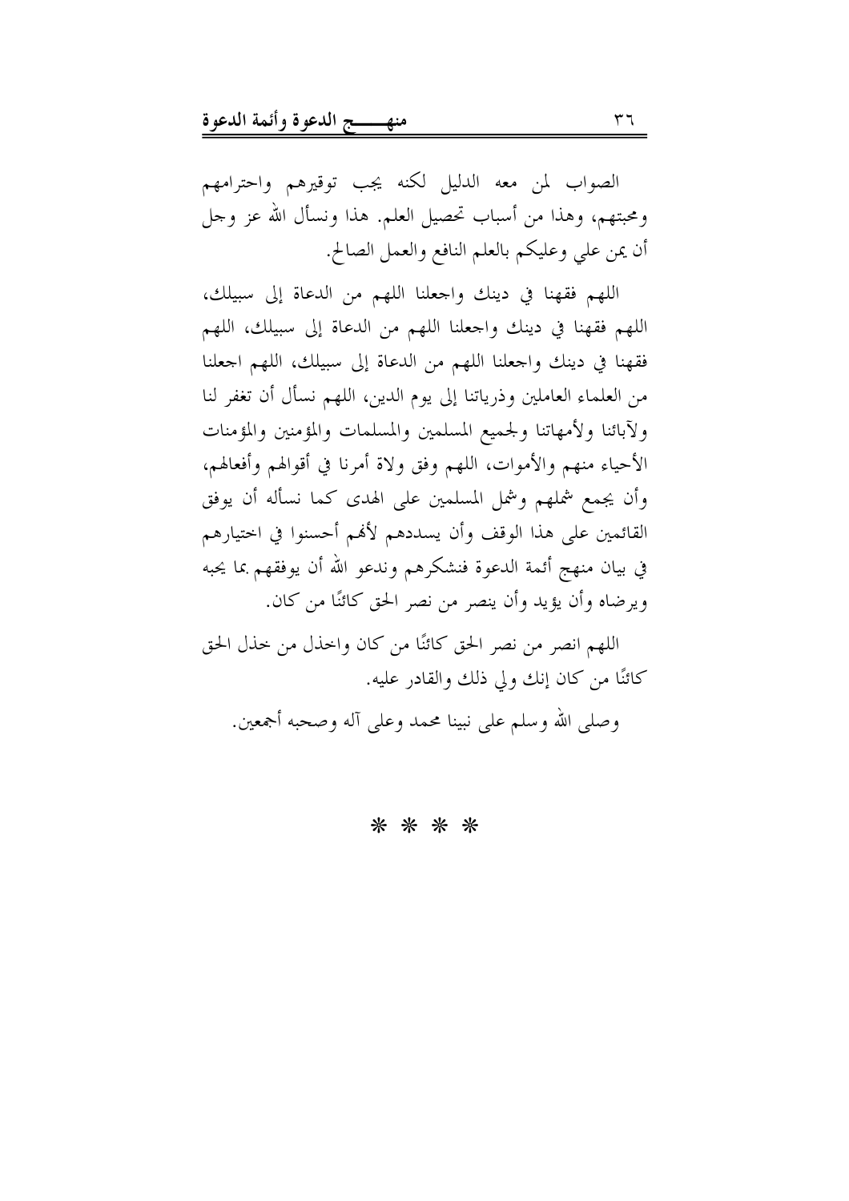الصواب لمن معه الدليل لكنه يجب توقيرهم واحترامهم ومحبتهم، وهذا من أسباب تحصيل العلم. هذا ونسأل الله عز وجل أن يمن علي وعليكم بالعلم النافع والعمل الصالح.

اللهم فقهنا في دينك واجعلنا اللهم من الدعاة إلى سبيلك، اللهم فقهنا في دينك واجعلنا اللهم من الدعاة إلى سبيلك، اللهم فقهنا في دينك واجعلنا اللهم من الدعاة إلى سبيلك، اللهم اجعلنا من العلماء العاملين وذرياتنا إلى يوم الدين، اللهم نسأل أن تغفر لنا ولآبائنا ولأمهاتنا ولجميع المسلمين والمسلمات والمؤمنين والمؤمنات الأحياء منهم والأموات، اللهم وفق ولاة أمرنا في أقوالهم وأفعالهم، وأن يجمع شملهم وشمل المسلمين على الهدى كما نسأله أن يوفق القائمين على هذا الوقف وأن يسددهم لأنهم أحسنوا في اختيارهم في بيان منهج أئمة الدعوة فنشكرهم وندعو الله أن يوفقهم بما يحبه ويرضاه وأن يؤيد وأن ينصر من نصر الحق كائنًا من كان.

اللهم انصر من نصر الحق كائنًا من كان واخذل من خذل الحق كائنًا من كان إنك ولي ذلك والقادر عليه.

وصلى الله وسلم على نبينا محمد وعلى آله وصحبه أجمعين.

* * * *